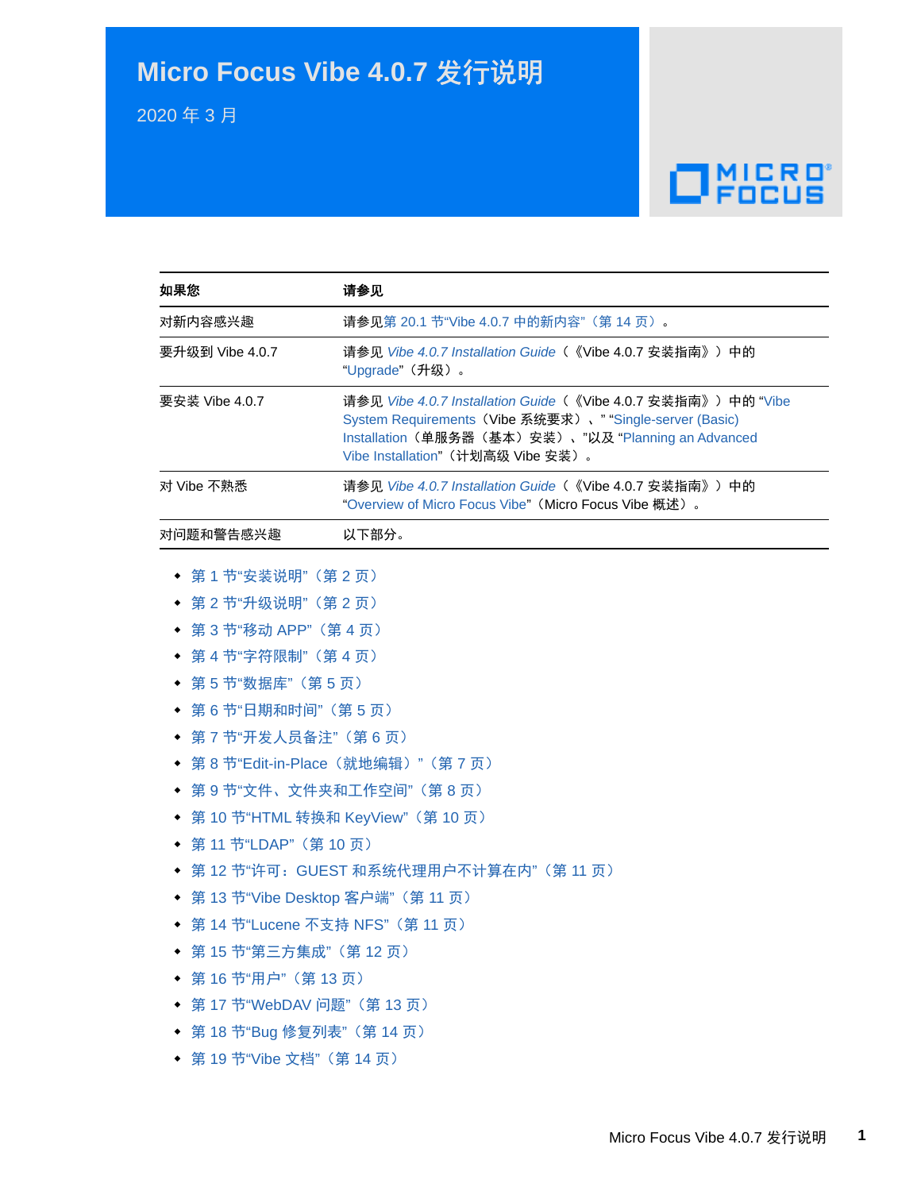# Micro Focus Vibe 4.0.7 发行说明

2020 年 3 月

| 如果您 | 请参见 |
|---|---|
| 对新内容感兴趣 | 请参见第 20.1 节“Vibe 4.0.7 中的新内容”（第 14 页）。 |
| 要升级到 Vibe 4.0.7 | 请参见 *Vibe 4.0.7 Installation Guide*（《Vibe 4.0.7 安装指南》）中的 “Upgrade”（升级）。 |
| 要安装 Vibe 4.0.7 | 请参见 *Vibe 4.0.7 Installation Guide*（《Vibe 4.0.7 安装指南》）中的 “Vibe System Requirements（Vibe 系统要求）、” “Single-server (Basic) Installation（单服务器（基本）安装）、”以及 “Planning an Advanced Vibe Installation”（计划高级 Vibe 安装）。 |
| 对 Vibe 不熟悉 | 请参见 *Vibe 4.0.7 Installation Guide*（《Vibe 4.0.7 安装指南》）中的 “Overview of Micro Focus Vibe”（Micro Focus Vibe 概述）。 |
| 对问题和警告感兴趣 | 以下部分。 |

- 第 1 节“安装说明”（第 2 页）
- 第 2 节“升级说明”（第 2 页）
- 第 3 节“移动 APP”（第 4 页）
- 第 4 节“字符限制”（第 4 页）
- 第 5 节“数据库”（第 5 页）
- 第 6 节“日期和时间”（第 5 页）
- 第 7 节“开发人员备注”（第 6 页）
- 第 8 节“Edit-in-Place（就地编辑）”（第 7 页）
- 第 9 节“文件、文件夹和工作空间”（第 8 页）
- 第 10 节“HTML 转换和 KeyView”（第 10 页）
- 第 11 节“LDAP”（第 10 页）
- 第 12 节“许可：GUEST 和系统代理用户不计算在内”（第 11 页）
- 第 13 节“Vibe Desktop 客户端”（第 11 页）
- 第 14 节“Lucene 不支持 NFS”（第 11 页）
- 第 15 节“第三方集成”（第 12 页）
- 第 16 节“用户”（第 13 页）
- 第 17 节“WebDAV 问题”（第 13 页）
- 第 18 节“Bug 修复列表”（第 14 页）
- 第 19 节“Vibe 文档”（第 14 页）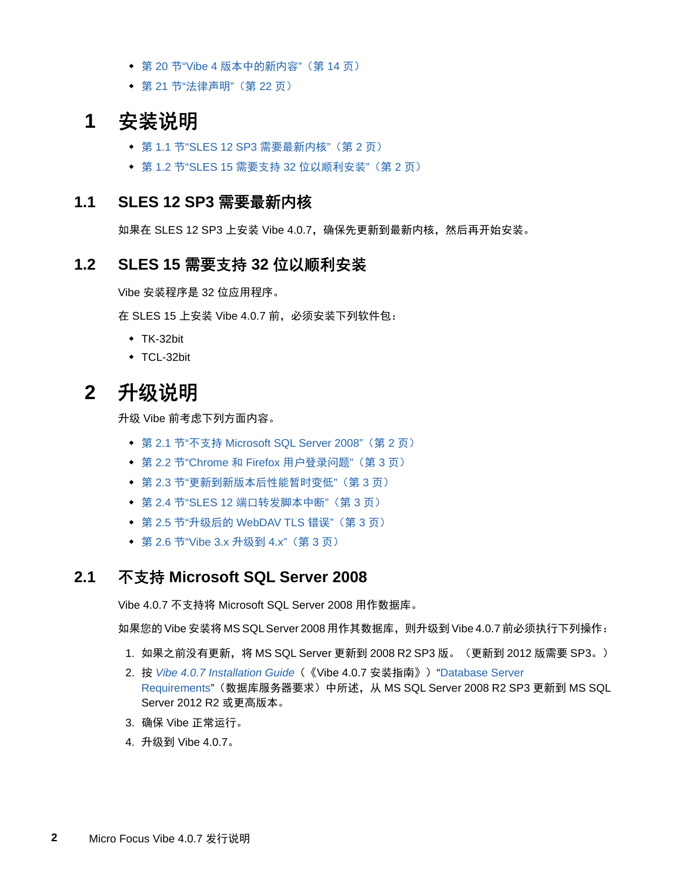- 第 20 节“Vibe 4 版本中的新内容”（第 14 页）
- 第 21 节“法律声明”（第 22 页）

# 1 安装说明

- 第 1.1 节“SLES 12 SP3 需要最新内核”（第 2 页）
- 第 1.2 节“SLES 15 需要支持 32 位以顺利安装”（第 2 页）

## 1.1 SLES 12 SP3 需要最新内核

如果在 SLES 12 SP3 上安装 Vibe 4.0.7，确保先更新到最新内核，然后再开始安装。

## 1.2 SLES 15 需要支持 32 位以顺利安装

Vibe 安装程序是 32 位应用程序。

在 SLES 15 上安装 Vibe 4.0.7 前，必须安装下列软件包：

- TK-32bit
- TCL-32bit

# 2 升级说明

升级 Vibe 前考虑下列方面内容。

- 第 2.1 节“不支持 Microsoft SQL Server 2008”（第 2 页）
- 第 2.2 节“Chrome 和 Firefox 用户登录问题”（第 3 页）
- 第 2.3 节“更新到新版本后性能暂时变低”（第 3 页）
- 第 2.4 节“SLES 12 端口转发脚本中断”（第 3 页）
- 第 2.5 节“升级后的 WebDAV TLS 错误”（第 3 页）
- 第 2.6 节“Vibe 3.x 升级到 4.x”（第 3 页）

## 2.1 不支持 Microsoft SQL Server 2008

Vibe 4.0.7 不支持将 Microsoft SQL Server 2008 用作数据库。

如果您的 Vibe 安装将 MS SQL Server 2008 用作其数据库，则升级到 Vibe 4.0.7 前必须执行下列操作：

1. 如果之前没有更新，将 MS SQL Server 更新到 2008 R2 SP3 版。（更新到 2012 版需要 SP3。）
2. 按 *Vibe 4.0.7 Installation Guide*（《Vibe 4.0.7 安装指南》）“Database Server Requirements”（数据库服务器要求）中所述，从 MS SQL Server 2008 R2 SP3 更新到 MS SQL Server 2012 R2 或更高版本。
3. 确保 Vibe 正常运行。
4. 升级到 Vibe 4.0.7。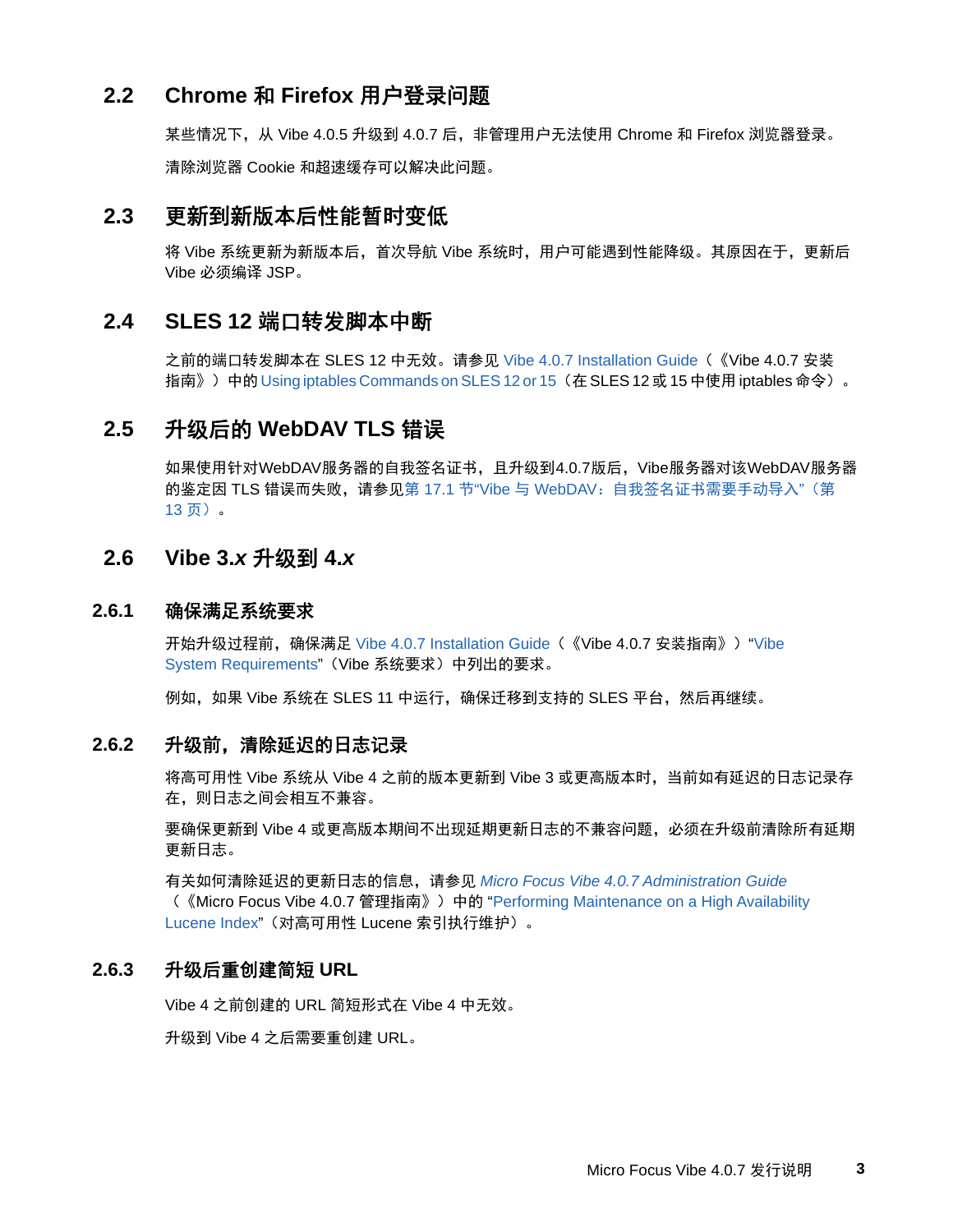## 2.2 Chrome 和 Firefox 用户登录问题

某些情况下，从 Vibe 4.0.5 升级到 4.0.7 后，非管理用户无法使用 Chrome 和 Firefox 浏览器登录。

清除浏览器 Cookie 和超速缓存可以解决此问题。

## 2.3 更新到新版本后性能暂时变低

将 Vibe 系统更新为新版本后，首次导航 Vibe 系统时，用户可能遇到性能降级。其原因在于，更新后 Vibe 必须编译 JSP。

## 2.4 SLES 12 端口转发脚本中断

之前的端口转发脚本在 SLES 12 中无效。请参见 Vibe 4.0.7 Installation Guide（《Vibe 4.0.7 安装指南》）中的 Using iptables Commands on SLES 12 or 15（在 SLES 12 或 15 中使用 iptables 命令）。

## 2.5 升级后的 WebDAV TLS 错误

如果使用针对WebDAV服务器的自我签名证书，且升级到4.0.7版后，Vibe服务器对该WebDAV服务器的鉴定因 TLS 错误而失败，请参见第 17.1 节"Vibe 与 WebDAV：自我签名证书需要手动导入"（第 13 页）。

## 2.6 Vibe 3.*x* 升级到 4.*x*

### 2.6.1 确保满足系统要求

开始升级过程前，确保满足 Vibe 4.0.7 Installation Guide（《Vibe 4.0.7 安装指南》）"Vibe System Requirements"（Vibe 系统要求）中列出的要求。

例如，如果 Vibe 系统在 SLES 11 中运行，确保迁移到支持的 SLES 平台，然后再继续。

### 2.6.2 升级前，清除延迟的日志记录

将高可用性 Vibe 系统从 Vibe 4 之前的版本更新到 Vibe 3 或更高版本时，当前如有延迟的日志记录存在，则日志之间会相互不兼容。

要确保更新到 Vibe 4 或更高版本期间不出现延期更新日志的不兼容问题，必须在升级前清除所有延期更新日志。

有关如何清除延迟的更新日志的信息，请参见 *Micro Focus Vibe 4.0.7 Administration Guide*（《Micro Focus Vibe 4.0.7 管理指南》）中的 "Performing Maintenance on a High Availability Lucene Index"（对高可用性 Lucene 索引执行维护）。

### 2.6.3 升级后重创建简短 URL

Vibe 4 之前创建的 URL 简短形式在 Vibe 4 中无效。

升级到 Vibe 4 之后需要重创建 URL。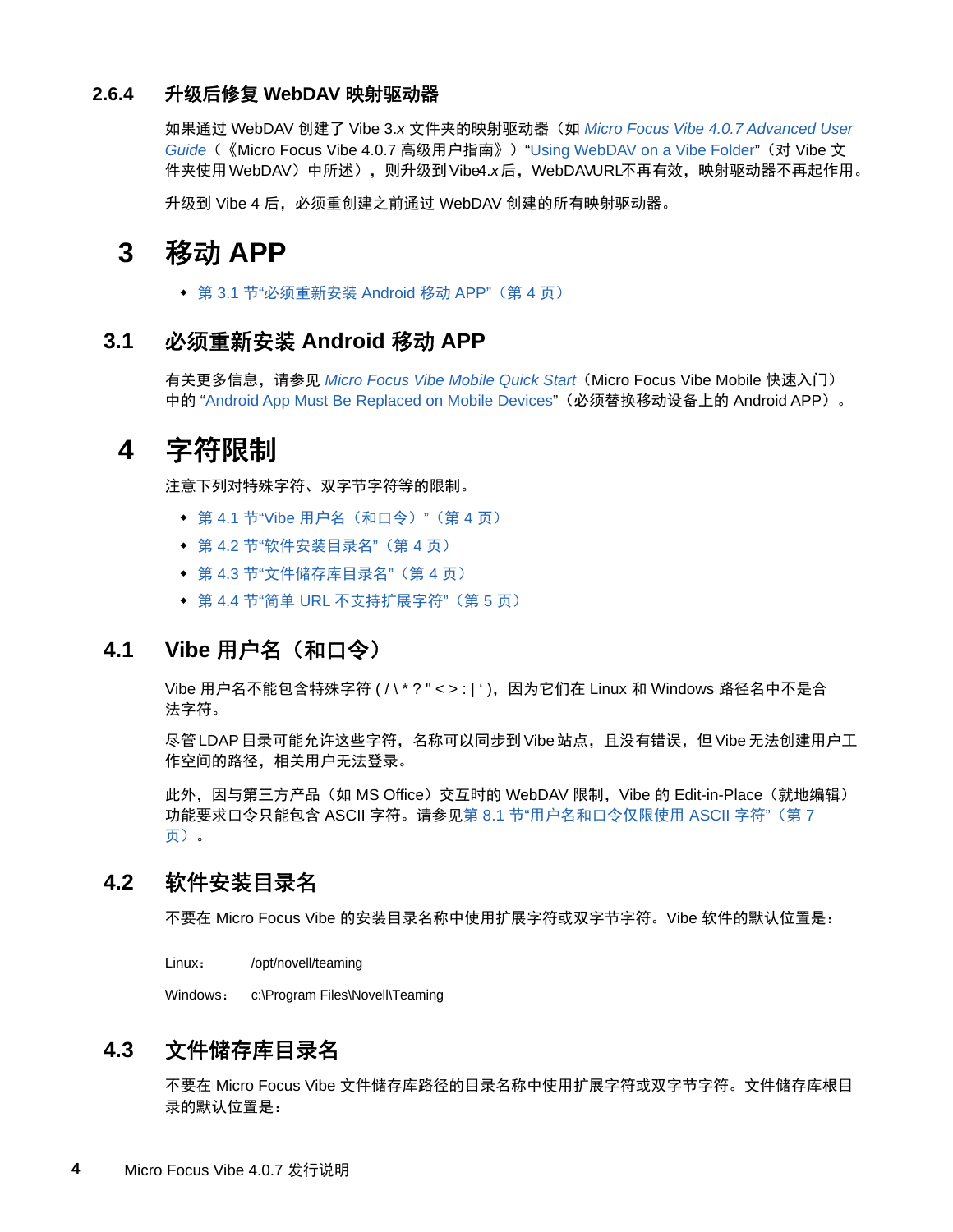### 2.6.4 升级后修复 WebDAV 映射驱动器

如果通过 WebDAV 创建了 Vibe 3.*x* 文件夹的映射驱动器（如 *Micro Focus Vibe 4.0.7 Advanced User Guide*（《Micro Focus Vibe 4.0.7 高级用户指南》）"Using WebDAV on a Vibe Folder"（对 Vibe 文件夹使用 WebDAV）中所述），则升级到 Vibe4.*x* 后，WebDAVURL不再有效，映射驱动器不再起作用。

升级到 Vibe 4 后，必须重创建之前通过 WebDAV 创建的所有映射驱动器。

# 3 移动 APP

- 第 3.1 节"必须重新安装 Android 移动 APP"（第 4 页）

## 3.1 必须重新安装 Android 移动 APP

有关更多信息，请参见 *Micro Focus Vibe Mobile Quick Start*（Micro Focus Vibe Mobile 快速入门）中的 "Android App Must Be Replaced on Mobile Devices"（必须替换移动设备上的 Android APP）。

# 4 字符限制

注意下列对特殊字符、双字节字符等的限制。

- 第 4.1 节"Vibe 用户名（和口令）"（第 4 页）
- 第 4.2 节"软件安装目录名"（第 4 页）
- 第 4.3 节"文件储存库目录名"（第 4 页）
- 第 4.4 节"简单 URL 不支持扩展字符"（第 5 页）

## 4.1 Vibe 用户名（和口令）

Vibe 用户名不能包含特殊字符 ( / \ * ? " < > : | ' )，因为它们在 Linux 和 Windows 路径名中不是合法字符。

尽管LDAP 目录可能允许这些字符，名称可以同步到 Vibe 站点，且没有错误，但 Vibe 无法创建用户工作空间的路径，相关用户无法登录。

此外，因与第三方产品（如 MS Office）交互时的 WebDAV 限制，Vibe 的 Edit-in-Place（就地编辑）功能要求口令只能包含 ASCII 字符。请参见第 8.1 节"用户名和口令仅限使用 ASCII 字符"（第 7 页）。

## 4.2 软件安装目录名

不要在 Micro Focus Vibe 的安装目录名称中使用扩展字符或双字节字符。Vibe 软件的默认位置是：

Linux： /opt/novell/teaming

Windows： c:\Program Files\Novell\Teaming

## 4.3 文件储存库目录名

不要在 Micro Focus Vibe 文件储存库路径的目录名称中使用扩展字符或双字节字符。文件储存库根目录的默认位置是：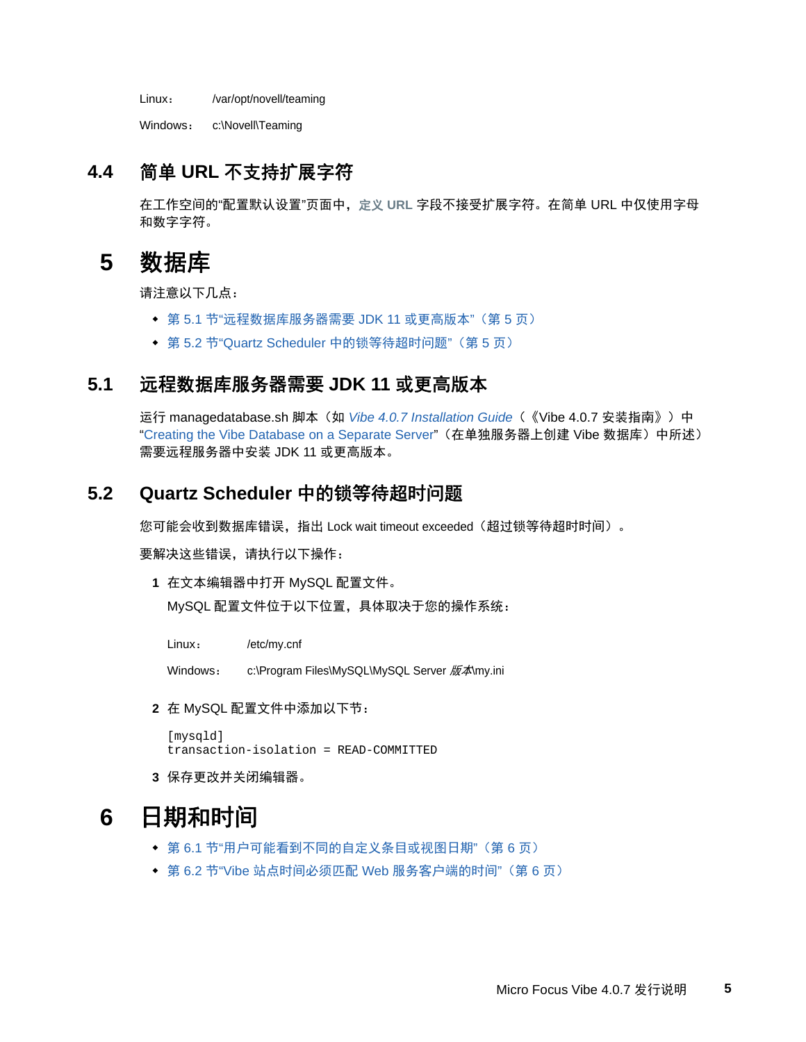Linux：　/var/opt/novell/teaming

Windows：　c:\Novell\Teaming

## 4.4 简单 URL 不支持扩展字符

在工作空间的“配置默认设置”页面中，**定义 URL** 字段不接受扩展字符。在简单 URL 中仅使用字母和数字字符。

# 5 数据库

请注意以下几点：

- 第 5.1 节“远程数据库服务器需要 JDK 11 或更高版本”（第 5 页）
- 第 5.2 节“Quartz Scheduler 中的锁等待超时问题”（第 5 页）

## 5.1 远程数据库服务器需要 JDK 11 或更高版本

运行 managedatabase.sh 脚本（如 *Vibe 4.0.7 Installation Guide*（《Vibe 4.0.7 安装指南》）中“Creating the Vibe Database on a Separate Server”（在单独服务器上创建 Vibe 数据库）中所述）需要远程服务器中安装 JDK 11 或更高版本。

## 5.2 Quartz Scheduler 中的锁等待超时问题

您可能会收到数据库错误，指出 Lock wait timeout exceeded（超过锁等待超时时间）。

要解决这些错误，请执行以下操作：

1. 在文本编辑器中打开 MySQL 配置文件。

   MySQL 配置文件位于以下位置，具体取决于您的操作系统：

   Linux：　/etc/my.cnf

   Windows：　c:\Program Files\MySQL\MySQL Server *版本*\my.ini

2. 在 MySQL 配置文件中添加以下节：

   ```
   [mysqld]
   transaction-isolation = READ-COMMITTED
   ```

3. 保存更改并关闭编辑器。

# 6 日期和时间

- 第 6.1 节“用户可能看到不同的自定义条目或视图日期”（第 6 页）
- 第 6.2 节“Vibe 站点时间必须匹配 Web 服务客户端的时间”（第 6 页）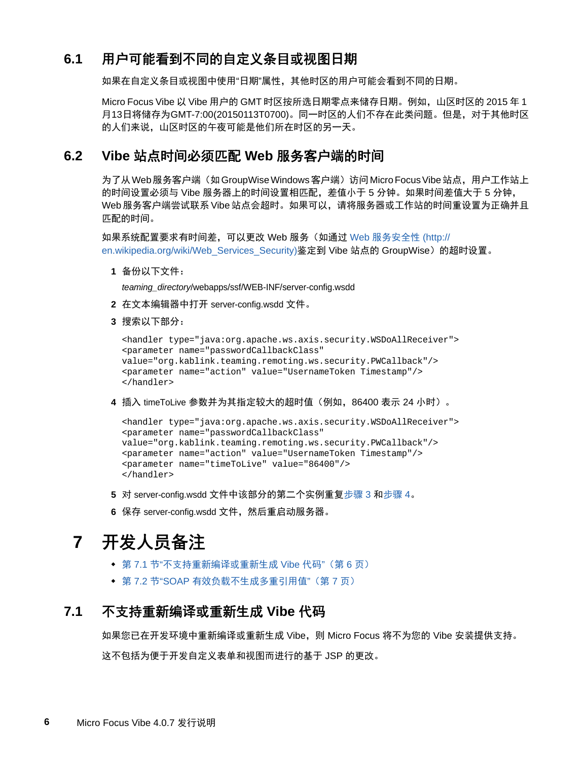## 6.1 用户可能看到不同的自定义条目或视图日期

如果在自定义条目或视图中使用“日期”属性，其他时区的用户可能会看到不同的日期。

Micro Focus Vibe 以 Vibe 用户的 GMT 时区按所选日期零点来储存日期。例如，山区时区的 2015 年 1 月13日将储存为GMT-7:00(20150113T0700)。同一时区的人们不存在此类问题。但是，对于其他时区的人们来说，山区时区的午夜可能是他们所在时区的另一天。

## 6.2 Vibe 站点时间必须匹配 Web 服务客户端的时间

为了从 Web 服务客户端（如 GroupWise Windows 客户端）访问 Micro Focus Vibe 站点，用户工作站上的时间设置必须与 Vibe 服务器上的时间设置相匹配，差值小于 5 分钟。如果时间差值大于 5 分钟，Web 服务客户端尝试联系 Vibe 站点会超时。如果可以，请将服务器或工作站的时间重设置为正确并且匹配的时间。

如果系统配置要求有时间差，可以更改 Web 服务（如通过 Web 服务安全性 (http://en.wikipedia.org/wiki/Web_Services_Security)鉴定到 Vibe 站点的 GroupWise）的超时设置。

1. 备份以下文件：

   *teaming_directory*/webapps/ssf/WEB-INF/server-config.wsdd

2. 在文本编辑器中打开 server-config.wsdd 文件。
3. 搜索以下部分：

```
<handler type="java:org.apache.ws.axis.security.WSDoAllReceiver">
<parameter name="passwordCallbackClass"
value="org.kablink.teaming.remoting.ws.security.PWCallback"/>
<parameter name="action" value="UsernameToken Timestamp"/>
</handler>
```

4. 插入 timeToLive 参数并为其指定较大的超时值（例如，86400 表示 24 小时）。

```
<handler type="java:org.apache.ws.axis.security.WSDoAllReceiver">
<parameter name="passwordCallbackClass"
value="org.kablink.teaming.remoting.ws.security.PWCallback"/>
<parameter name="action" value="UsernameToken Timestamp"/>
<parameter name="timeToLive" value="86400"/>
</handler>
```

5. 对 server-config.wsdd 文件中该部分的第二个实例重复步骤 3 和步骤 4。
6. 保存 server-config.wsdd 文件，然后重启动服务器。

# 7 开发人员备注

- 第 7.1 节“不支持重新编译或重新生成 Vibe 代码”（第 6 页）
- 第 7.2 节“SOAP 有效负载不生成多重引用值”（第 7 页）

## 7.1 不支持重新编译或重新生成 Vibe 代码

如果您已在开发环境中重新编译或重新生成 Vibe，则 Micro Focus 将不为您的 Vibe 安装提供支持。

这不包括为便于开发自定义表单和视图而进行的基于 JSP 的更改。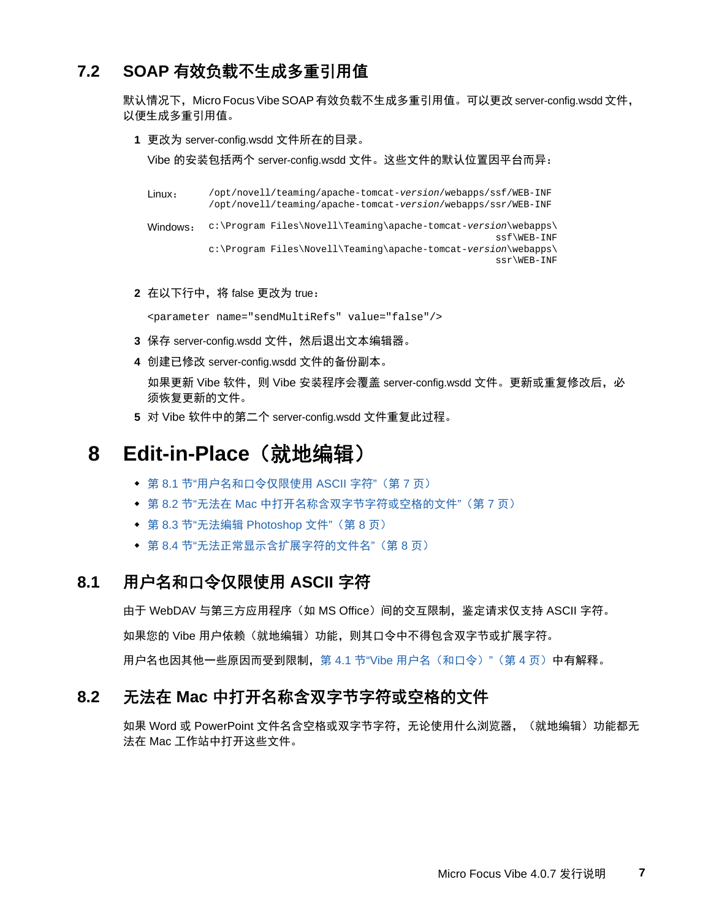## 7.2 SOAP 有效负载不生成多重引用值

默认情况下，Micro Focus Vibe SOAP 有效负载不生成多重引用值。可以更改 server-config.wsdd 文件，以便生成多重引用值。

**1** 更改为 server-config.wsdd 文件所在的目录。

Vibe 的安装包括两个 server-config.wsdd 文件。这些文件的默认位置因平台而异：

| | |
|---|---|
| Linux： | `/opt/novell/teaming/apache-tomcat-version/webapps/ssf/WEB-INF`<br>`/opt/novell/teaming/apache-tomcat-version/webapps/ssr/WEB-INF` |
| Windows： | `c:\Program Files\Novell\Teaming\apache-tomcat-version\webapps\ssf\WEB-INF`<br>`c:\Program Files\Novell\Teaming\apache-tomcat-version\webapps\ssr\WEB-INF` |

**2** 在以下行中，将 false 更改为 true：

```
<parameter name="sendMultiRefs" value="false"/>
```

**3** 保存 server-config.wsdd 文件，然后退出文本编辑器。

**4** 创建已修改 server-config.wsdd 文件的备份副本。

如果更新 Vibe 软件，则 Vibe 安装程序会覆盖 server-config.wsdd 文件。更新或重复修改后，必须恢复更新的文件。

**5** 对 Vibe 软件中的第二个 server-config.wsdd 文件重复此过程。

# 8 Edit-in-Place（就地编辑）

- 第 8.1 节"用户名和口令仅限使用 ASCII 字符"（第 7 页）
- 第 8.2 节"无法在 Mac 中打开名称含双字节字符或空格的文件"（第 7 页）
- 第 8.3 节"无法编辑 Photoshop 文件"（第 8 页）
- 第 8.4 节"无法正常显示含扩展字符的文件名"（第 8 页）

## 8.1 用户名和口令仅限使用 ASCII 字符

由于 WebDAV 与第三方应用程序（如 MS Office）间的交互限制，鉴定请求仅支持 ASCII 字符。

如果您的 Vibe 用户依赖（就地编辑）功能，则其口令中不得包含双字节或扩展字符。

用户名也因其他一些原因而受到限制，第 4.1 节"Vibe 用户名（和口令）"（第 4 页）中有解释。

## 8.2 无法在 Mac 中打开名称含双字节字符或空格的文件

如果 Word 或 PowerPoint 文件名含空格或双字节字符，无论使用什么浏览器，（就地编辑）功能都无法在 Mac 工作站中打开这些文件。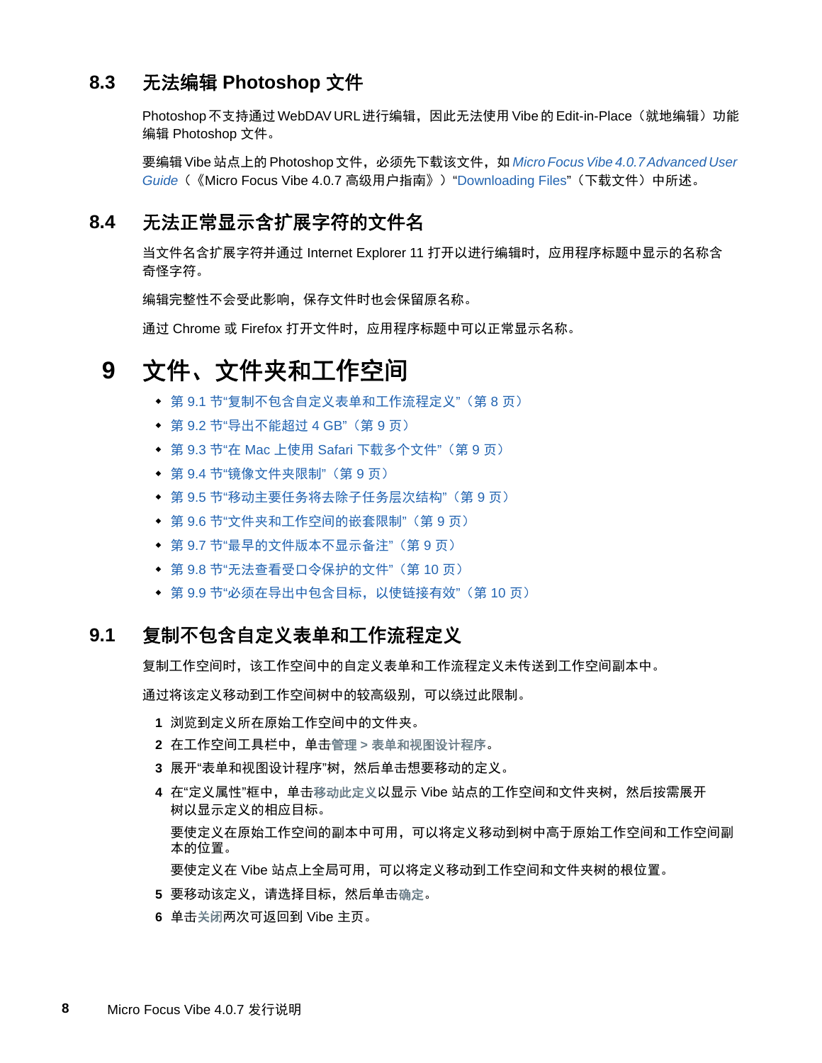## 8.3 无法编辑 Photoshop 文件

Photoshop 不支持通过 WebDAV URL 进行编辑，因此无法使用 Vibe 的 Edit-in-Place（就地编辑）功能编辑 Photoshop 文件。

要编辑 Vibe 站点上的 Photoshop 文件，必须先下载该文件，如 *Micro Focus Vibe 4.0.7 Advanced User Guide*（《Micro Focus Vibe 4.0.7 高级用户指南》）"Downloading Files"（下载文件）中所述。

## 8.4 无法正常显示含扩展字符的文件名

当文件名含扩展字符并通过 Internet Explorer 11 打开以进行编辑时，应用程序标题中显示的名称含奇怪字符。

编辑完整性不会受此影响，保存文件时也会保留原名称。

通过 Chrome 或 Firefox 打开文件时，应用程序标题中可以正常显示名称。

# 9 文件、文件夹和工作空间

- 第 9.1 节"复制不包含自定义表单和工作流程定义"（第 8 页）
- 第 9.2 节"导出不能超过 4 GB"（第 9 页）
- 第 9.3 节"在 Mac 上使用 Safari 下载多个文件"（第 9 页）
- 第 9.4 节"镜像文件夹限制"（第 9 页）
- 第 9.5 节"移动主要任务将去除子任务层次结构"（第 9 页）
- 第 9.6 节"文件夹和工作空间的嵌套限制"（第 9 页）
- 第 9.7 节"最早的文件版本不显示备注"（第 9 页）
- 第 9.8 节"无法查看受口令保护的文件"（第 10 页）
- 第 9.9 节"必须在导出中包含目标，以使链接有效"（第 10 页）

## 9.1 复制不包含自定义表单和工作流程定义

复制工作空间时，该工作空间中的自定义表单和工作流程定义未传送到工作空间副本中。

通过将该定义移动到工作空间树中的较高级别，可以绕过此限制。

1. 浏览到定义所在原始工作空间中的文件夹。
2. 在工作空间工具栏中，单击**管理 > 表单和视图设计程序**。
3. 展开"表单和视图设计程序"树，然后单击想要移动的定义。
4. 在"定义属性"框中，单击**移动此定义**以显示 Vibe 站点的工作空间和文件夹树，然后按需展开树以显示定义的相应目标。

   要使定义在原始工作空间的副本中可用，可以将定义移动到树中高于原始工作空间和工作空间副本的位置。

   要使定义在 Vibe 站点上全局可用，可以将定义移动到工作空间和文件夹树的根位置。
5. 要移动该定义，请选择目标，然后单击**确定**。
6. 单击**关闭**两次可返回到 Vibe 主页。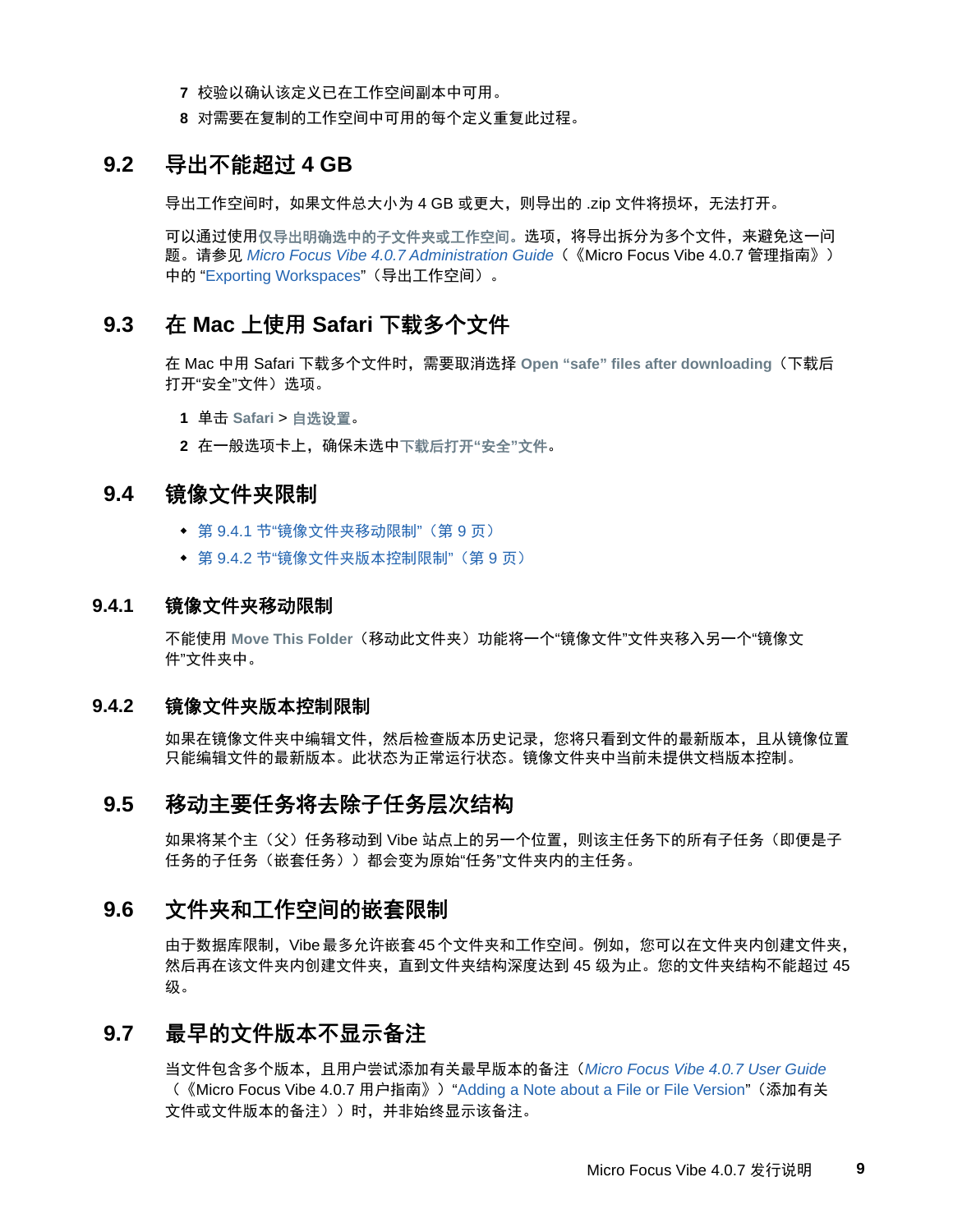7 校验以确认该定义已在工作空间副本中可用。

8 对需要在复制的工作空间中可用的每个定义重复此过程。

## 9.2 导出不能超过 4 GB

导出工作空间时，如果文件总大小为 4 GB 或更大，则导出的 .zip 文件将损坏，无法打开。

可以通过使用**仅导出明确选中的子文件夹或工作空间。**选项，将导出拆分为多个文件，来避免这一问题。请参见 *Micro Focus Vibe 4.0.7 Administration Guide*（《Micro Focus Vibe 4.0.7 管理指南》）中的 "Exporting Workspaces"（导出工作空间）。

## 9.3 在 Mac 上使用 Safari 下载多个文件

在 Mac 中用 Safari 下载多个文件时，需要取消选择 **Open "safe" files after downloading**（下载后打开"安全"文件）选项。

1 单击 **Safari** > **自选设置**。

2 在一般选项卡上，确保未选中**下载后打开"安全"文件**。

## 9.4 镜像文件夹限制

- 第 9.4.1 节"镜像文件夹移动限制"（第 9 页）
- 第 9.4.2 节"镜像文件夹版本控制限制"（第 9 页）

### 9.4.1 镜像文件夹移动限制

不能使用 **Move This Folder**（移动此文件夹）功能将一个"镜像文件"文件夹移入另一个"镜像文件"文件夹中。

### 9.4.2 镜像文件夹版本控制限制

如果在镜像文件夹中编辑文件，然后检查版本历史记录，您将只看到文件的最新版本，且从镜像位置只能编辑文件的最新版本。此状态为正常运行状态。镜像文件夹中当前未提供文档版本控制。

## 9.5 移动主要任务将去除子任务层次结构

如果将某个主（父）任务移动到 Vibe 站点上的另一个位置，则该主任务下的所有子任务（即便是子任务的子任务（嵌套任务））都会变为原始"任务"文件夹内的主任务。

## 9.6 文件夹和工作空间的嵌套限制

由于数据库限制，Vibe 最多允许嵌套 45 个文件夹和工作空间。例如，您可以在文件夹内创建文件夹，然后再在该文件夹内创建文件夹，直到文件夹结构深度达到 45 级为止。您的文件夹结构不能超过 45 级。

## 9.7 最早的文件版本不显示备注

当文件包含多个版本，且用户尝试添加有关最早版本的备注（*Micro Focus Vibe 4.0.7 User Guide*（《Micro Focus Vibe 4.0.7 用户指南》）"Adding a Note about a File or File Version"（添加有关文件或文件版本的备注））时，并非始终显示该备注。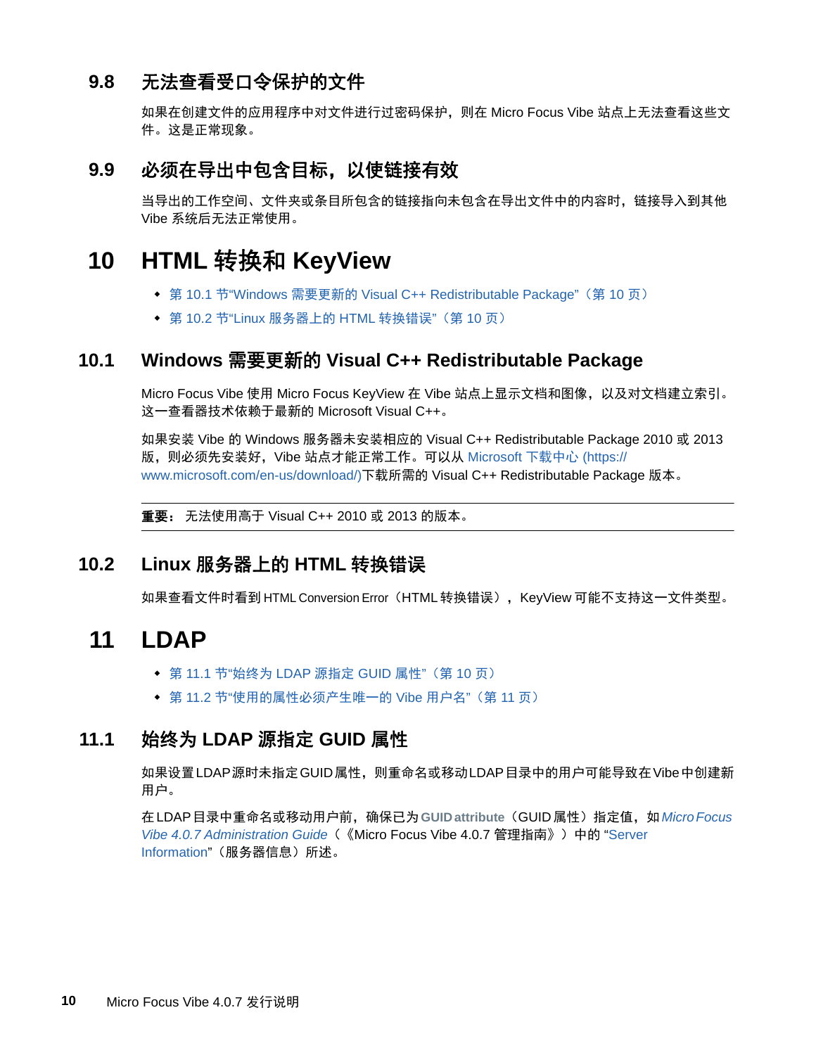### 9.8 无法查看受口令保护的文件

如果在创建文件的应用程序中对文件进行过密码保护，则在 Micro Focus Vibe 站点上无法查看这些文件。这是正常现象。

### 9.9 必须在导出中包含目标，以使链接有效

当导出的工作空间、文件夹或条目所包含的链接指向未包含在导出文件中的内容时，链接导入到其他 Vibe 系统后无法正常使用。

## 10 HTML 转换和 KeyView

- 第 10.1 节"Windows 需要更新的 Visual C++ Redistributable Package"（第 10 页）
- 第 10.2 节"Linux 服务器上的 HTML 转换错误"（第 10 页）

### 10.1 Windows 需要更新的 Visual C++ Redistributable Package

Micro Focus Vibe 使用 Micro Focus KeyView 在 Vibe 站点上显示文档和图像，以及对文档建立索引。这一查看器技术依赖于最新的 Microsoft Visual C++。

如果安装 Vibe 的 Windows 服务器未安装相应的 Visual C++ Redistributable Package 2010 或 2013 版，则必须先安装好，Vibe 站点才能正常工作。可以从 Microsoft 下载中心 (https://www.microsoft.com/en-us/download/)下载所需的 Visual C++ Redistributable Package 版本。

**重要：** 无法使用高于 Visual C++ 2010 或 2013 的版本。

### 10.2 Linux 服务器上的 HTML 转换错误

如果查看文件时看到 HTML Conversion Error（HTML 转换错误），KeyView 可能不支持这一文件类型。

## 11 LDAP

- 第 11.1 节"始终为 LDAP 源指定 GUID 属性"（第 10 页）
- 第 11.2 节"使用的属性必须产生唯一的 Vibe 用户名"（第 11 页）

### 11.1 始终为 LDAP 源指定 GUID 属性

如果设置LDAP源时未指定GUID属性，则重命名或移动LDAP目录中的用户可能导致在Vibe中创建新用户。

在LDAP目录中重命名或移动用户前，确保已为**GUID attribute**（GUID属性）指定值，如*Micro Focus Vibe 4.0.7 Administration Guide*（《Micro Focus Vibe 4.0.7 管理指南》）中的 "Server Information"（服务器信息）所述。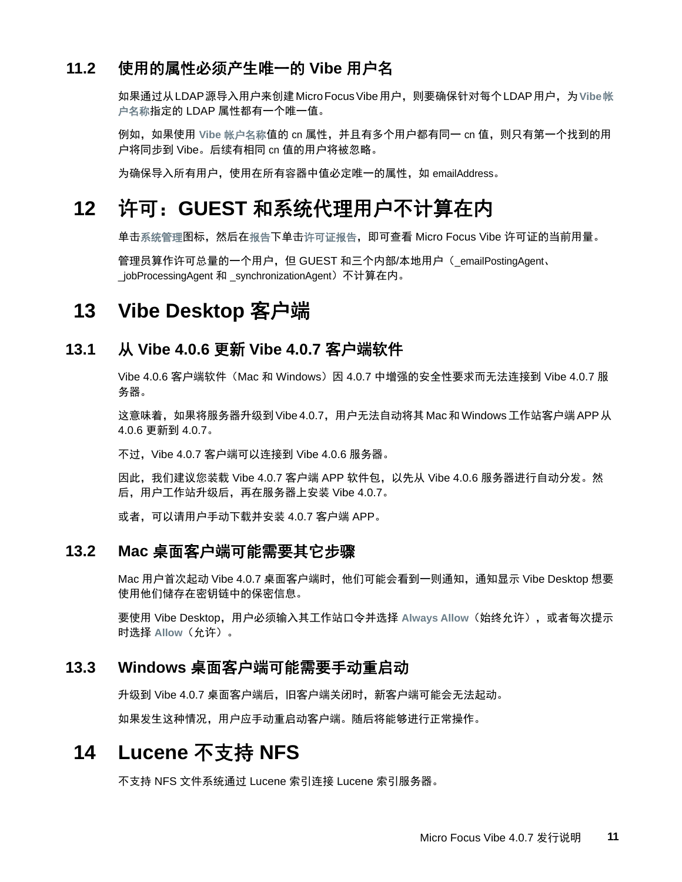### 11.2 使用的属性必须产生唯一的 Vibe 用户名

如果通过从LDAP源导入用户来创建Micro Focus Vibe用户，则要确保针对每个LDAP用户，为**Vibe帐户名称**指定的 LDAP 属性都有一个唯一值。

例如，如果使用 **Vibe 帐户名称**值的 cn 属性，并且有多个用户都有同一 cn 值，则只有第一个找到的用户将同步到 Vibe。后续有相同 cn 值的用户将被忽略。

为确保导入所有用户，使用在所有容器中值必定唯一的属性，如 emailAddress。

## 12 许可：GUEST 和系统代理用户不计算在内

单击**系统管理**图标，然后在**报告**下单击**许可证报告**，即可查看 Micro Focus Vibe 许可证的当前用量。

管理员算作许可总量的一个用户，但 GUEST 和三个内部/本地用户（_emailPostingAgent、_jobProcessingAgent 和 _synchronizationAgent）不计算在内。

## 13 Vibe Desktop 客户端

### 13.1 从 Vibe 4.0.6 更新 Vibe 4.0.7 客户端软件

Vibe 4.0.6 客户端软件（Mac 和 Windows）因 4.0.7 中增强的安全性要求而无法连接到 Vibe 4.0.7 服务器。

这意味着，如果将服务器升级到Vibe 4.0.7，用户无法自动将其Mac和Windows工作站客户端APP从 4.0.6 更新到 4.0.7。

不过，Vibe 4.0.7 客户端可以连接到 Vibe 4.0.6 服务器。

因此，我们建议您装载 Vibe 4.0.7 客户端 APP 软件包，以先从 Vibe 4.0.6 服务器进行自动分发。然后，用户工作站升级后，再在服务器上安装 Vibe 4.0.7。

或者，可以请用户手动下载并安装 4.0.7 客户端 APP。

### 13.2 Mac 桌面客户端可能需要其它步骤

Mac 用户首次起动 Vibe 4.0.7 桌面客户端时，他们可能会看到一则通知，通知显示 Vibe Desktop 想要使用他们储存在密钥链中的保密信息。

要使用 Vibe Desktop，用户必须输入其工作站口令并选择 **Always Allow**（始终允许），或者每次提示时选择 **Allow**（允许）。

### 13.3 Windows 桌面客户端可能需要手动重启动

升级到 Vibe 4.0.7 桌面客户端后，旧客户端关闭时，新客户端可能会无法起动。

如果发生这种情况，用户应手动重启动客户端。随后将能够进行正常操作。

## 14 Lucene 不支持 NFS

不支持 NFS 文件系统通过 Lucene 索引连接 Lucene 索引服务器。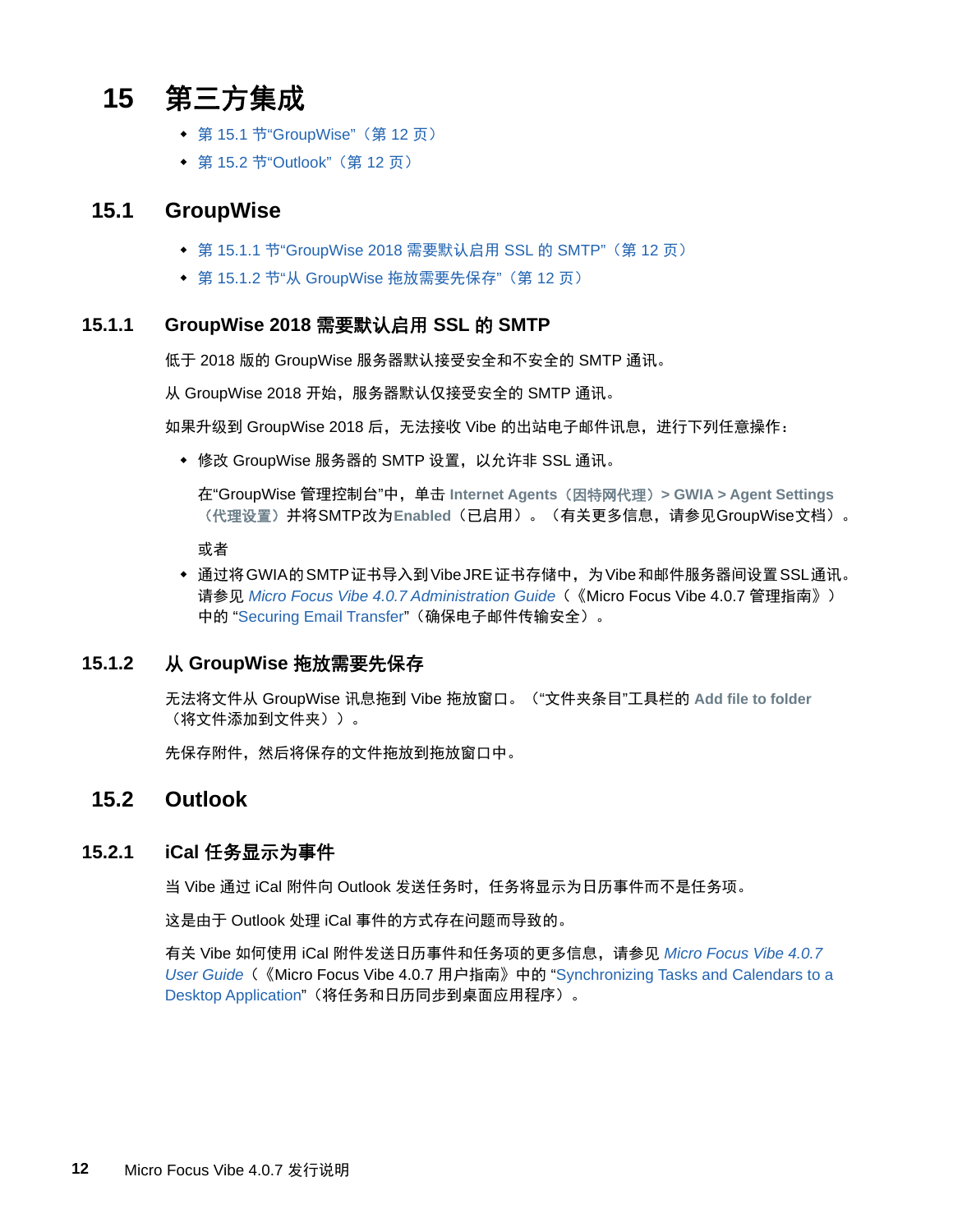# 15 第三方集成

- 第 15.1 节“GroupWise”（第 12 页）
- 第 15.2 节“Outlook”（第 12 页）

## 15.1 GroupWise

- 第 15.1.1 节“GroupWise 2018 需要默认启用 SSL 的 SMTP”（第 12 页）
- 第 15.1.2 节“从 GroupWise 拖放需要先保存”（第 12 页）

### 15.1.1 GroupWise 2018 需要默认启用 SSL 的 SMTP

低于 2018 版的 GroupWise 服务器默认接受安全和不安全的 SMTP 通讯。

从 GroupWise 2018 开始，服务器默认仅接受安全的 SMTP 通讯。

如果升级到 GroupWise 2018 后，无法接收 Vibe 的出站电子邮件讯息，进行下列任意操作：

- 修改 GroupWise 服务器的 SMTP 设置，以允许非 SSL 通讯。

  在“GroupWise 管理控制台”中，单击 **Internet Agents（因特网代理）> GWIA > Agent Settings（代理设置）** 并将SMTP改为**Enabled**（已启用）。（有关更多信息，请参见GroupWise文档）。

  或者

- 通过将GWIA的SMTP证书导入到Vibe JRE证书存储中，为Vibe和邮件服务器间设置SSL通讯。请参见 *Micro Focus Vibe 4.0.7 Administration Guide*（《Micro Focus Vibe 4.0.7 管理指南》）中的 “Securing Email Transfer”（确保电子邮件传输安全）。

### 15.1.2 从 GroupWise 拖放需要先保存

无法将文件从 GroupWise 讯息拖到 Vibe 拖放窗口。（“文件夹条目”工具栏的 **Add file to folder**（将文件添加到文件夹））。

先保存附件，然后将保存的文件拖放到拖放窗口中。

## 15.2 Outlook

### 15.2.1 iCal 任务显示为事件

当 Vibe 通过 iCal 附件向 Outlook 发送任务时，任务将显示为日历事件而不是任务项。

这是由于 Outlook 处理 iCal 事件的方式存在问题而导致的。

有关 Vibe 如何使用 iCal 附件发送日历事件和任务项的更多信息，请参见 *Micro Focus Vibe 4.0.7 User Guide*（《Micro Focus Vibe 4.0.7 用户指南》中的 “Synchronizing Tasks and Calendars to a Desktop Application”（将任务和日历同步到桌面应用程序）。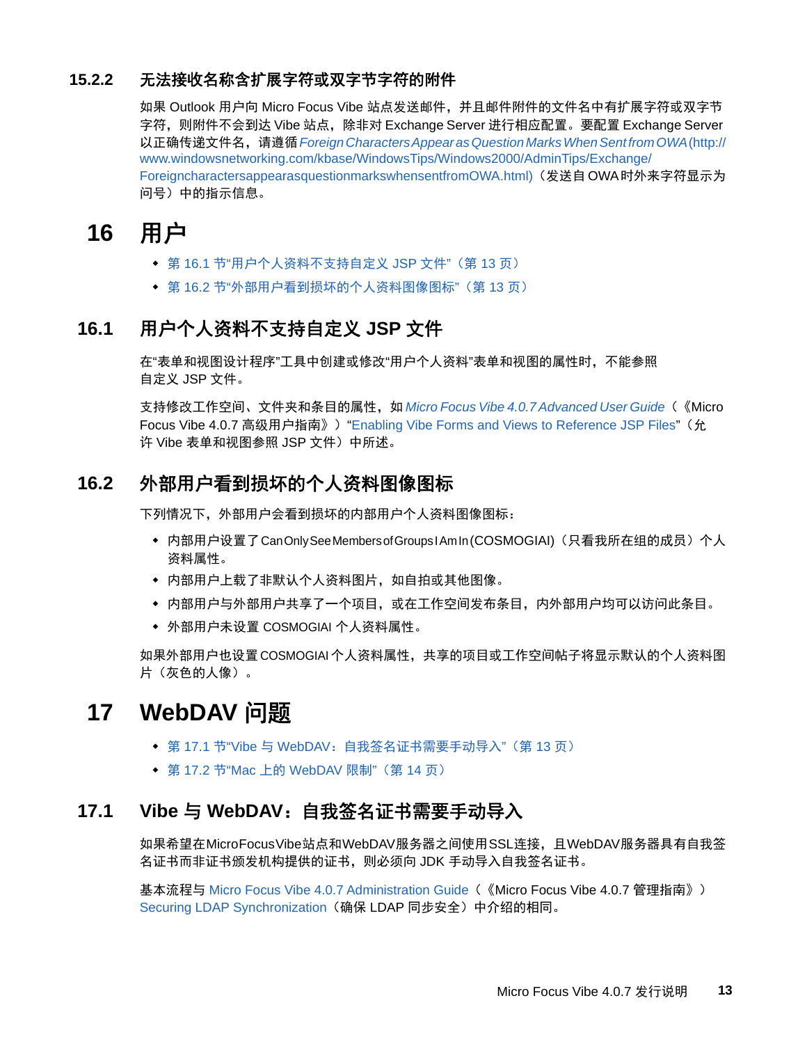### 15.2.2 无法接收名称含扩展字符或双字节字符的附件

如果 Outlook 用户向 Micro Focus Vibe 站点发送邮件，并且邮件附件的文件名中有扩展字符或双字节字符，则附件不会到达 Vibe 站点，除非对 Exchange Server 进行相应配置。要配置 Exchange Server 以正确传递文件名，请遵循 *Foreign Characters Appear as Question Marks When Sent from OWA* (http://www.windowsnetworking.com/kbase/WindowsTips/Windows2000/AdminTips/Exchange/ForeigncharactersappearasquestionmarkswhensentfromOWA.html)（发送自 OWA 时外来字符显示为问号）中的指示信息。

# 16 用户

- 第 16.1 节“用户个人资料不支持自定义 JSP 文件”（第 13 页）
- 第 16.2 节“外部用户看到损坏的个人资料图像图标”（第 13 页）

## 16.1 用户个人资料不支持自定义 JSP 文件

在“表单和视图设计程序”工具中创建或修改“用户个人资料”表单和视图的属性时，不能参照自定义 JSP 文件。

支持修改工作空间、文件夹和条目的属性，如 *Micro Focus Vibe 4.0.7 Advanced User Guide*（《Micro Focus Vibe 4.0.7 高级用户指南》）“Enabling Vibe Forms and Views to Reference JSP Files”（允许 Vibe 表单和视图参照 JSP 文件）中所述。

## 16.2 外部用户看到损坏的个人资料图像图标

下列情况下，外部用户会看到损坏的内部用户个人资料图像图标：

- 内部用户设置了 Can Only See Members of Groups I Am In (COSMOGIAI)（只看我所在组的成员）个人资料属性。
- 内部用户上载了非默认个人资料图片，如自拍或其他图像。
- 内部用户与外部用户共享了一个项目，或在工作空间发布条目，内外部用户均可以访问此条目。
- 外部用户未设置 COSMOGIAI 个人资料属性。

如果外部用户也设置 COSMOGIAI 个人资料属性，共享的项目或工作空间帖子将显示默认的个人资料图片（灰色的人像）。

# 17 WebDAV 问题

- 第 17.1 节“Vibe 与 WebDAV：自我签名证书需要手动导入”（第 13 页）
- 第 17.2 节“Mac 上的 WebDAV 限制”（第 14 页）

## 17.1 Vibe 与 WebDAV：自我签名证书需要手动导入

如果希望在MicroFocusVibe站点和WebDAV服务器之间使用SSL连接，且WebDAV服务器具有自我签名证书而非证书颁发机构提供的证书，则必须向 JDK 手动导入自我签名证书。

基本流程与 Micro Focus Vibe 4.0.7 Administration Guide（《Micro Focus Vibe 4.0.7 管理指南》）Securing LDAP Synchronization（确保 LDAP 同步安全）中介绍的相同。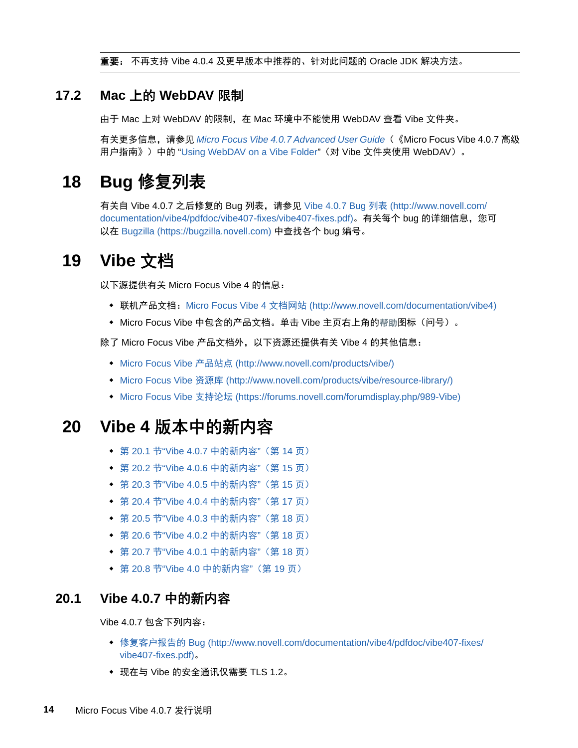**重要：** 不再支持 Vibe 4.0.4 及更早版本中推荐的、针对此问题的 Oracle JDK 解决方法。

## 17.2 Mac 上的 WebDAV 限制

由于 Mac 上对 WebDAV 的限制，在 Mac 环境中不能使用 WebDAV 查看 Vibe 文件夹。

有关更多信息，请参见 *Micro Focus Vibe 4.0.7 Advanced User Guide*（《Micro Focus Vibe 4.0.7 高级用户指南》）中的 “Using WebDAV on a Vibe Folder”（对 Vibe 文件夹使用 WebDAV）。

# 18 Bug 修复列表

有关自 Vibe 4.0.7 之后修复的 Bug 列表，请参见 Vibe 4.0.7 Bug 列表 (http://www.novell.com/documentation/vibe4/pdfdoc/vibe407-fixes/vibe407-fixes.pdf)。有关每个 bug 的详细信息，您可以在 Bugzilla (https://bugzilla.novell.com) 中查找各个 bug 编号。

# 19 Vibe 文档

以下源提供有关 Micro Focus Vibe 4 的信息：

- 联机产品文档：Micro Focus Vibe 4 文档网站 (http://www.novell.com/documentation/vibe4)
- Micro Focus Vibe 中包含的产品文档。单击 Vibe 主页右上角的**帮助**图标（问号）。

除了 Micro Focus Vibe 产品文档外，以下资源还提供有关 Vibe 4 的其他信息：

- Micro Focus Vibe 产品站点 (http://www.novell.com/products/vibe/)
- Micro Focus Vibe 资源库 (http://www.novell.com/products/vibe/resource-library/)
- Micro Focus Vibe 支持论坛 (https://forums.novell.com/forumdisplay.php/989-Vibe)

# 20 Vibe 4 版本中的新内容

- 第 20.1 节“Vibe 4.0.7 中的新内容”（第 14 页）
- 第 20.2 节“Vibe 4.0.6 中的新内容”（第 15 页）
- 第 20.3 节“Vibe 4.0.5 中的新内容”（第 15 页）
- 第 20.4 节“Vibe 4.0.4 中的新内容”（第 17 页）
- 第 20.5 节“Vibe 4.0.3 中的新内容”（第 18 页）
- 第 20.6 节“Vibe 4.0.2 中的新内容”（第 18 页）
- 第 20.7 节“Vibe 4.0.1 中的新内容”（第 18 页）
- 第 20.8 节“Vibe 4.0 中的新内容”（第 19 页）

## 20.1 Vibe 4.0.7 中的新内容

Vibe 4.0.7 包含下列内容：

- 修复客户报告的 Bug (http://www.novell.com/documentation/vibe4/pdfdoc/vibe407-fixes/vibe407-fixes.pdf)。
- 现在与 Vibe 的安全通讯仅需要 TLS 1.2。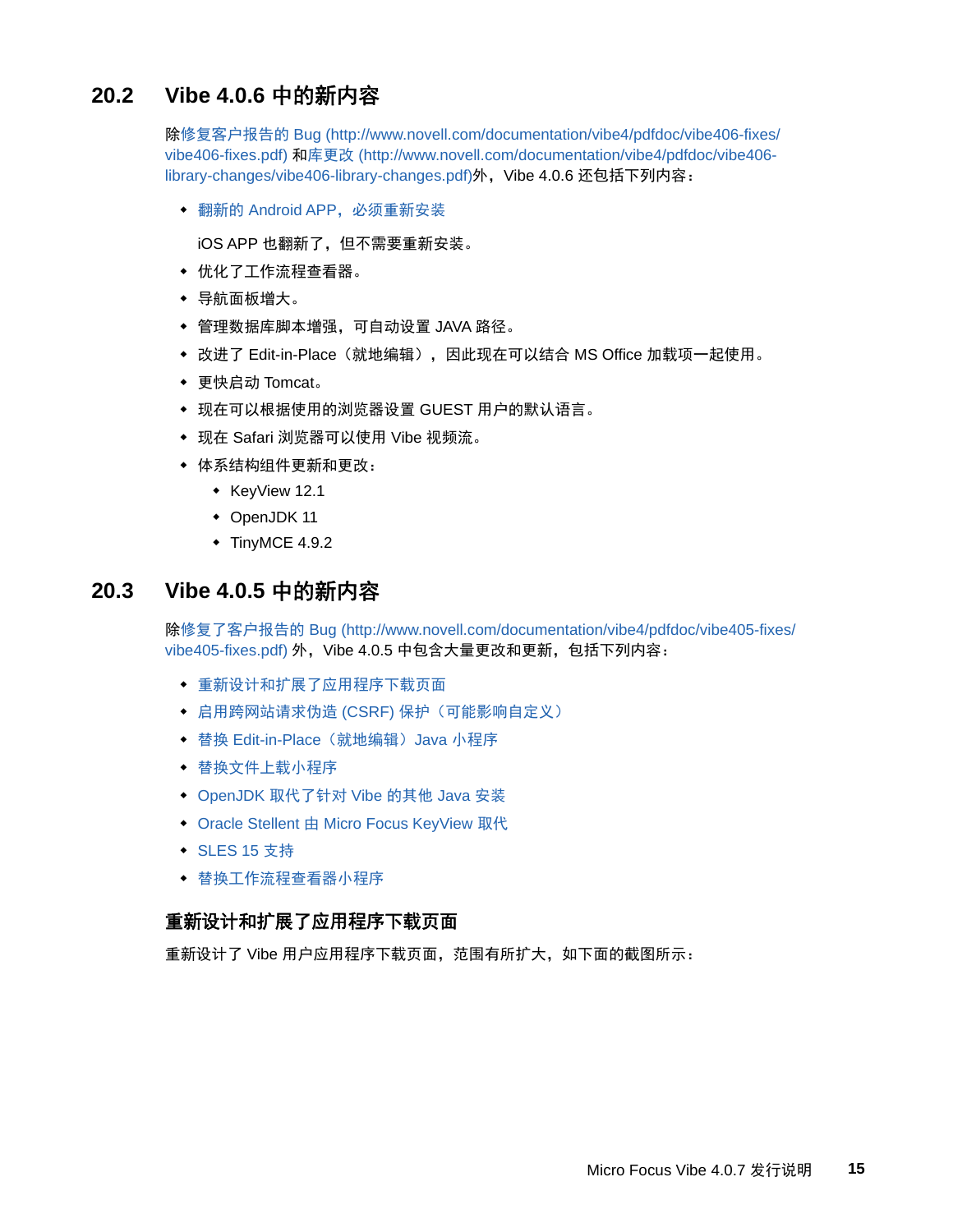## 20.2 Vibe 4.0.6 中的新内容

除修复客户报告的 Bug (http://www.novell.com/documentation/vibe4/pdfdoc/vibe406-fixes/vibe406-fixes.pdf) 和库更改 (http://www.novell.com/documentation/vibe4/pdfdoc/vibe406-library-changes/vibe406-library-changes.pdf)外，Vibe 4.0.6 还包括下列内容：

- 翻新的 Android APP，必须重新安装

  iOS APP 也翻新了，但不需要重新安装。
- 优化了工作流程查看器。
- 导航面板增大。
- 管理数据库脚本增强，可自动设置 JAVA 路径。
- 改进了 Edit-in-Place（就地编辑），因此现在可以结合 MS Office 加载项一起使用。
- 更快启动 Tomcat。
- 现在可以根据使用的浏览器设置 GUEST 用户的默认语言。
- 现在 Safari 浏览器可以使用 Vibe 视频流。
- 体系结构组件更新和更改：
  - KeyView 12.1
  - OpenJDK 11
  - TinyMCE 4.9.2

## 20.3 Vibe 4.0.5 中的新内容

除修复了客户报告的 Bug (http://www.novell.com/documentation/vibe4/pdfdoc/vibe405-fixes/vibe405-fixes.pdf) 外，Vibe 4.0.5 中包含大量更改和更新，包括下列内容：

- 重新设计和扩展了应用程序下载页面
- 启用跨网站请求伪造 (CSRF) 保护（可能影响自定义）
- 替换 Edit-in-Place（就地编辑）Java 小程序
- 替换文件上载小程序
- OpenJDK 取代了针对 Vibe 的其他 Java 安装
- Oracle Stellent 由 Micro Focus KeyView 取代
- SLES 15 支持
- 替换工作流程查看器小程序

### 重新设计和扩展了应用程序下载页面

重新设计了 Vibe 用户应用程序下载页面，范围有所扩大，如下面的截图所示：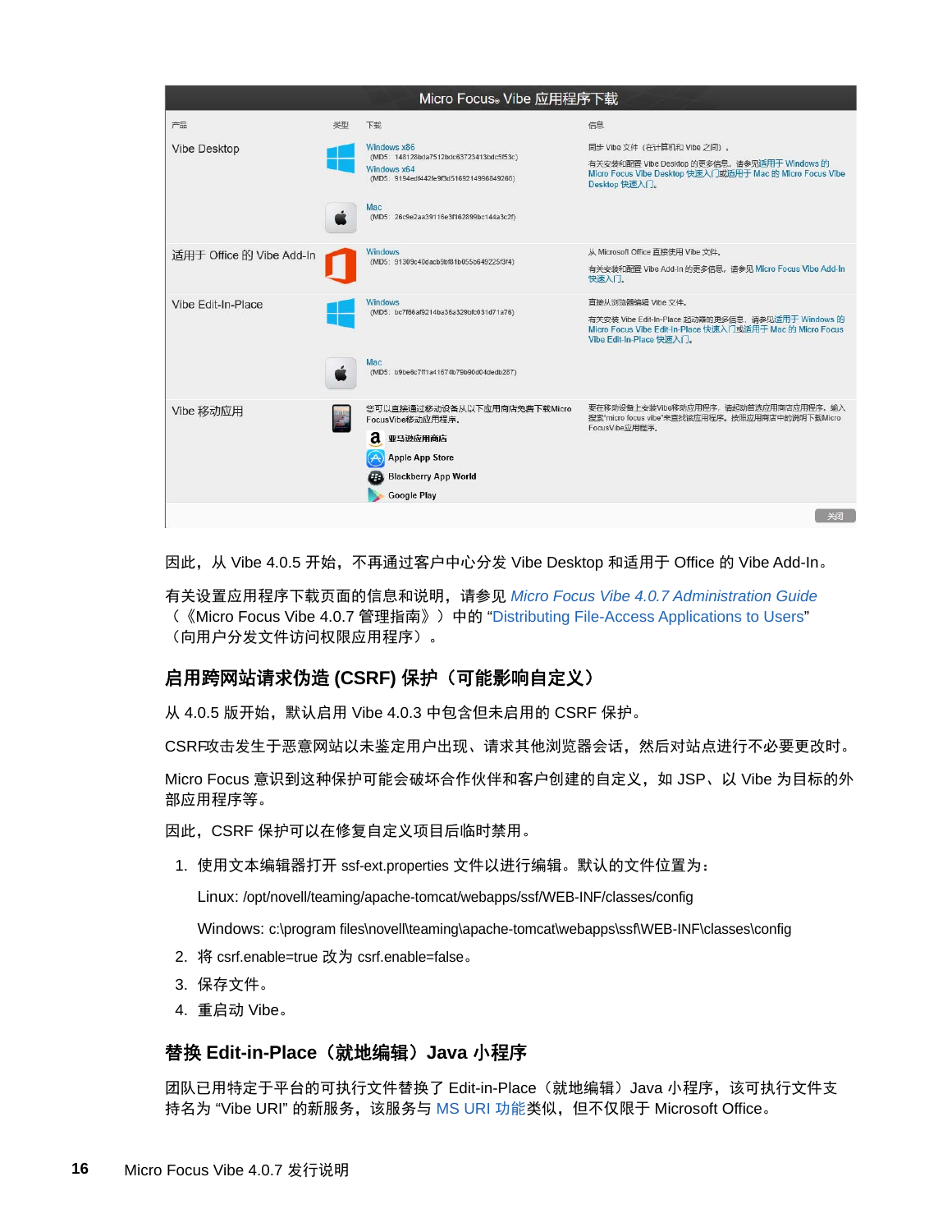| Micro Focus® Vibe 应用程序下载 | | | |
|---|---|---|---|
| 产品 | 类型 | 下载 | 信息 |
| Vibe Desktop | Windows | Windows x86 (MD5: 148128bda7512bdc63723413bdc5f53c) Windows x64 (MD5: 9194edf442fe9f3d51692149868492​66) | 同步 Vibe 文件（在计算机和 Vibe 之间）。 有关安装和配置 Vibe Desktop 的更多信息，请参见适用于 Windows 的 Micro Focus Vibe Desktop 快速入门或适用于 Mac 的 Micro Focus Vibe Desktop 快速入门。 |
| | Mac | Mac (MD5: 26c9e2aa39116e3f162899bc144a3c2f) | |
| 适用于 Office 的 Vibe Add-In | Office | Windows (MD5: 91309c40dacb9bf81b055b649225f3f4) | 从 Microsoft Office 直接使用 Vibe 文件。 有关安装和配置 Vibe Add-In 的更多信息，请参见 Micro Focus Vibe Add-In 快速入门。 |
| Vibe Edit-In-Place | Windows | Windows (MD5: bc7f56af9214ba36a329bfc031d71a76) | 直接从浏览器编辑 Vibe 文件。 有关安装 Vibe Edit-In-Place 扩展功能的更多信息，请参见适用于 Windows 的 Micro Focus Vibe Edit-In-Place 快速入门或适用于 Mac 的 Micro Focus Vibe Edit-In-Place 快速入门。 |
| | Mac | Mac (MD5: b9be6c7ff1a41674b79b90d04dedb287) | |
| Vibe 移动应用 | 移动设备 | 您可以直接通过移动设备从以下应用商店免费下载Micro FocusVibe移动应用程序。 亚马逊应用商店 Apple App Store Blackberry App World Google Play | 要在移动设备上安装Vibe移动应用程序，请启动首选应用商店应用程序，输入搜索"micro focus vibe"来查找该应用程序。按照应用商店中的说明下载Micro FocusVibe应用程序。 |

关闭

因此，从 Vibe 4.0.5 开始，不再通过客户中心分发 Vibe Desktop 和适用于 Office 的 Vibe Add-In。

有关设置应用程序下载页面的信息和说明，请参见 *Micro Focus Vibe 4.0.7 Administration Guide*（《Micro Focus Vibe 4.0.7 管理指南》）中的 "Distributing File-Access Applications to Users"（向用户分发文件访问权限应用程序）。

## 启用跨网站请求伪造 (CSRF) 保护（可能影响自定义）

从 4.0.5 版开始，默认启用 Vibe 4.0.3 中包含但未启用的 CSRF 保护。

CSRF攻击发生于恶意网站以未鉴定用户出现、请求其他浏览器会话，然后对站点进行不必要更改时。

Micro Focus 意识到这种保护可能会破坏合作伙伴和客户创建的自定义，如 JSP、以 Vibe 为目标的外部应用程序等。

因此，CSRF 保护可以在修复自定义项目后临时禁用。

1. 使用文本编辑器打开 ssf-ext.properties 文件以进行编辑。默认的文件位置为：

   Linux: /opt/novell/teaming/apache-tomcat/webapps/ssf/WEB-INF/classes/config

   Windows: c:\program files\novell\teaming\apache-tomcat\webapps\ssf\WEB-INF\classes\config
2. 将 csrf.enable=true 改为 csrf.enable=false。
3. 保存文件。
4. 重启动 Vibe。

## 替换 Edit-in-Place（就地编辑）Java 小程序

团队已用特定于平台的可执行文件替换了 Edit-in-Place（就地编辑）Java 小程序，该可执行文件支持名为 "Vibe URI" 的新服务，该服务与 MS URI 功能类似，但不仅限于 Microsoft Office。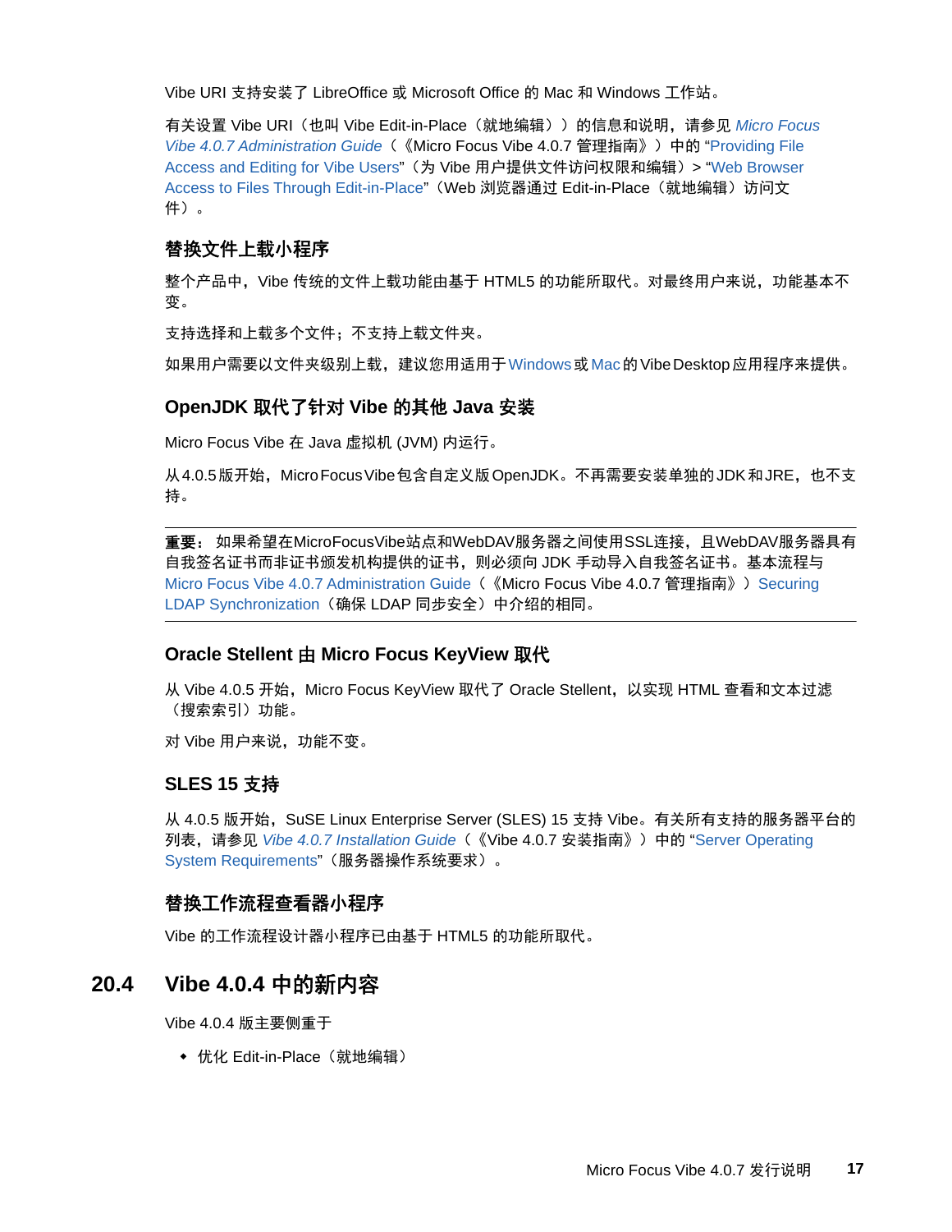Vibe URI 支持安装了 LibreOffice 或 Microsoft Office 的 Mac 和 Windows 工作站。

有关设置 Vibe URI（也叫 Vibe Edit-in-Place（就地编辑））的信息和说明，请参见 *Micro Focus Vibe 4.0.7 Administration Guide*（《Micro Focus Vibe 4.0.7 管理指南》）中的 “Providing File Access and Editing for Vibe Users”（为 Vibe 用户提供文件访问权限和编辑）> “Web Browser Access to Files Through Edit-in-Place”（Web 浏览器通过 Edit-in-Place（就地编辑）访问文件）。

### 替换文件上载小程序

整个产品中，Vibe 传统的文件上载功能由基于 HTML5 的功能所取代。对最终用户来说，功能基本不变。

支持选择和上载多个文件；不支持上载文件夹。

如果用户需要以文件夹级别上载，建议您用适用于 Windows 或 Mac 的 Vibe Desktop 应用程序来提供。

### OpenJDK 取代了针对 Vibe 的其他 Java 安装

Micro Focus Vibe 在 Java 虚拟机 (JVM) 内运行。

从 4.0.5 版开始，Micro Focus Vibe 包含自定义版 OpenJDK。不再需要安装单独的 JDK 和 JRE，也不支持。

---

**重要：** 如果希望在MicroFocusVibe站点和WebDAV服务器之间使用SSL连接，且WebDAV服务器具有自我签名证书而非证书颁发机构提供的证书，则必须向 JDK 手动导入自我签名证书。基本流程与 Micro Focus Vibe 4.0.7 Administration Guide（《Micro Focus Vibe 4.0.7 管理指南》）Securing LDAP Synchronization（确保 LDAP 同步安全）中介绍的相同。

---

### Oracle Stellent 由 Micro Focus KeyView 取代

从 Vibe 4.0.5 开始，Micro Focus KeyView 取代了 Oracle Stellent，以实现 HTML 查看和文本过滤（搜索索引）功能。

对 Vibe 用户来说，功能不变。

### SLES 15 支持

从 4.0.5 版开始，SuSE Linux Enterprise Server (SLES) 15 支持 Vibe。有关所有支持的服务器平台的列表，请参见 *Vibe 4.0.7 Installation Guide*（《Vibe 4.0.7 安装指南》）中的 “Server Operating System Requirements”（服务器操作系统要求）。

### 替换工作流程查看器小程序

Vibe 的工作流程设计器小程序已由基于 HTML5 的功能所取代。

## 20.4 Vibe 4.0.4 中的新内容

Vibe 4.0.4 版主要侧重于

- 优化 Edit-in-Place（就地编辑）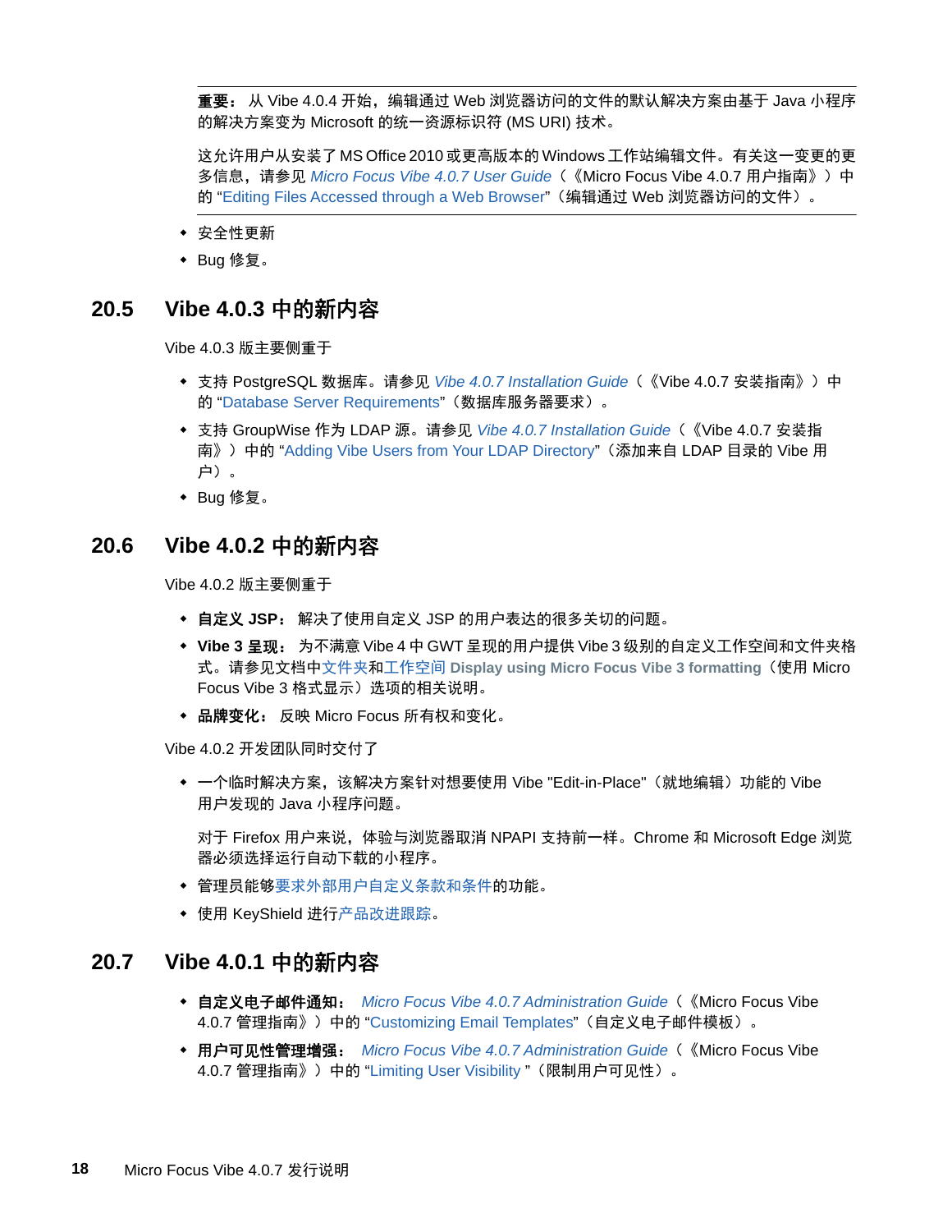**重要：** 从 Vibe 4.0.4 开始，编辑通过 Web 浏览器访问的文件的默认解决方案由基于 Java 小程序的解决方案变为 Microsoft 的统一资源标识符 (MS URI) 技术。

这允许用户从安装了 MS Office 2010 或更高版本的 Windows 工作站编辑文件。有关这一变更的更多信息，请参见 *Micro Focus Vibe 4.0.7 User Guide*（《Micro Focus Vibe 4.0.7 用户指南》）中的 "Editing Files Accessed through a Web Browser"（编辑通过 Web 浏览器访问的文件）。

- 安全性更新
- Bug 修复。

## 20.5 Vibe 4.0.3 中的新内容

Vibe 4.0.3 版主要侧重于

- 支持 PostgreSQL 数据库。请参见 *Vibe 4.0.7 Installation Guide*（《Vibe 4.0.7 安装指南》）中的 "Database Server Requirements"（数据库服务器要求）。
- 支持 GroupWise 作为 LDAP 源。请参见 *Vibe 4.0.7 Installation Guide*（《Vibe 4.0.7 安装指南》）中的 "Adding Vibe Users from Your LDAP Directory"（添加来自 LDAP 目录的 Vibe 用户）。
- Bug 修复。

## 20.6 Vibe 4.0.2 中的新内容

Vibe 4.0.2 版主要侧重于

- **自定义 JSP：** 解决了使用自定义 JSP 的用户表达的很多关切的问题。
- **Vibe 3 呈现：** 为不满意 Vibe 4 中 GWT 呈现的用户提供 Vibe 3 级别的自定义工作空间和文件夹格式。请参见文档中文件夹和工作空间 **Display using Micro Focus Vibe 3 formatting**（使用 Micro Focus Vibe 3 格式显示）选项的相关说明。
- **品牌变化：** 反映 Micro Focus 所有权和变化。

Vibe 4.0.2 开发团队同时交付了

- 一个临时解决方案，该解决方案针对想要使用 Vibe "Edit-in-Place"（就地编辑）功能的 Vibe 用户发现的 Java 小程序问题。

  对于 Firefox 用户来说，体验与浏览器取消 NPAPI 支持前一样。Chrome 和 Microsoft Edge 浏览器必须选择运行自动下载的小程序。
- 管理员能够要求外部用户自定义条款和条件的功能。
- 使用 KeyShield 进行产品改进跟踪。

## 20.7 Vibe 4.0.1 中的新内容

- **自定义电子邮件通知：** *Micro Focus Vibe 4.0.7 Administration Guide*（《Micro Focus Vibe 4.0.7 管理指南》）中的 "Customizing Email Templates"（自定义电子邮件模板）。
- **用户可见性管理增强：** *Micro Focus Vibe 4.0.7 Administration Guide*（《Micro Focus Vibe 4.0.7 管理指南》）中的 "Limiting User Visibility "（限制用户可见性）。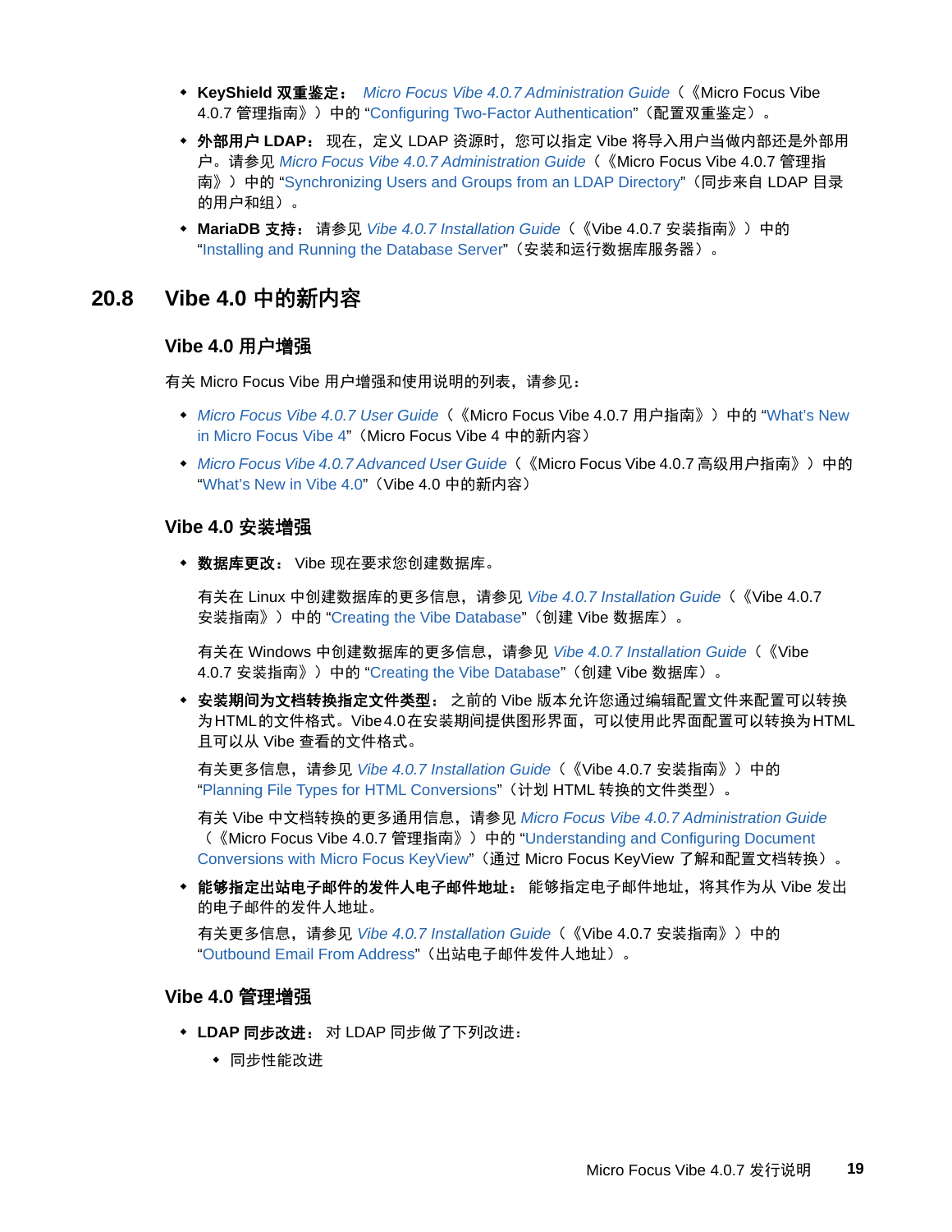- **KeyShield 双重鉴定：** *Micro Focus Vibe 4.0.7 Administration Guide*（《Micro Focus Vibe 4.0.7 管理指南》）中的 “Configuring Two-Factor Authentication”（配置双重鉴定）。
- **外部用户 LDAP：** 现在，定义 LDAP 资源时，您可以指定 Vibe 将导入用户当做内部还是外部用户。请参见 *Micro Focus Vibe 4.0.7 Administration Guide*（《Micro Focus Vibe 4.0.7 管理指南》）中的 “Synchronizing Users and Groups from an LDAP Directory”（同步来自 LDAP 目录的用户和组）。
- **MariaDB 支持：** 请参见 *Vibe 4.0.7 Installation Guide*（《Vibe 4.0.7 安装指南》）中的 “Installing and Running the Database Server”（安装和运行数据库服务器）。

## 20.8 Vibe 4.0 中的新内容

### Vibe 4.0 用户增强

有关 Micro Focus Vibe 用户增强和使用说明的列表，请参见：

- *Micro Focus Vibe 4.0.7 User Guide*（《Micro Focus Vibe 4.0.7 用户指南》）中的 “What's New in Micro Focus Vibe 4”（Micro Focus Vibe 4 中的新内容）
- *Micro Focus Vibe 4.0.7 Advanced User Guide*（《Micro Focus Vibe 4.0.7 高级用户指南》）中的 “What's New in Vibe 4.0”（Vibe 4.0 中的新内容）

### Vibe 4.0 安装增强

- **数据库更改：** Vibe 现在要求您创建数据库。

  有关在 Linux 中创建数据库的更多信息，请参见 *Vibe 4.0.7 Installation Guide*（《Vibe 4.0.7 安装指南》）中的 “Creating the Vibe Database”（创建 Vibe 数据库）。

  有关在 Windows 中创建数据库的更多信息，请参见 *Vibe 4.0.7 Installation Guide*（《Vibe 4.0.7 安装指南》）中的 “Creating the Vibe Database”（创建 Vibe 数据库）。

- **安装期间为文档转换指定文件类型：** 之前的 Vibe 版本允许您通过编辑配置文件来配置可以转换为HTML的文件格式。Vibe4.0在安装期间提供图形界面，可以使用此界面配置可以转换为HTML 且可以从 Vibe 查看的文件格式。

  有关更多信息，请参见 *Vibe 4.0.7 Installation Guide*（《Vibe 4.0.7 安装指南》）中的 “Planning File Types for HTML Conversions”（计划 HTML 转换的文件类型）。

  有关 Vibe 中文档转换的更多通用信息，请参见 *Micro Focus Vibe 4.0.7 Administration Guide*（《Micro Focus Vibe 4.0.7 管理指南》）中的 “Understanding and Configuring Document Conversions with Micro Focus KeyView”（通过 Micro Focus KeyView 了解和配置文档转换）。

- **能够指定出站电子邮件的发件人电子邮件地址：** 能够指定电子邮件地址，将其作为从 Vibe 发出的电子邮件的发件人地址。

  有关更多信息，请参见 *Vibe 4.0.7 Installation Guide*（《Vibe 4.0.7 安装指南》）中的 “Outbound Email From Address”（出站电子邮件发件人地址）。

### Vibe 4.0 管理增强

- **LDAP 同步改进：** 对 LDAP 同步做了下列改进：
  - 同步性能改进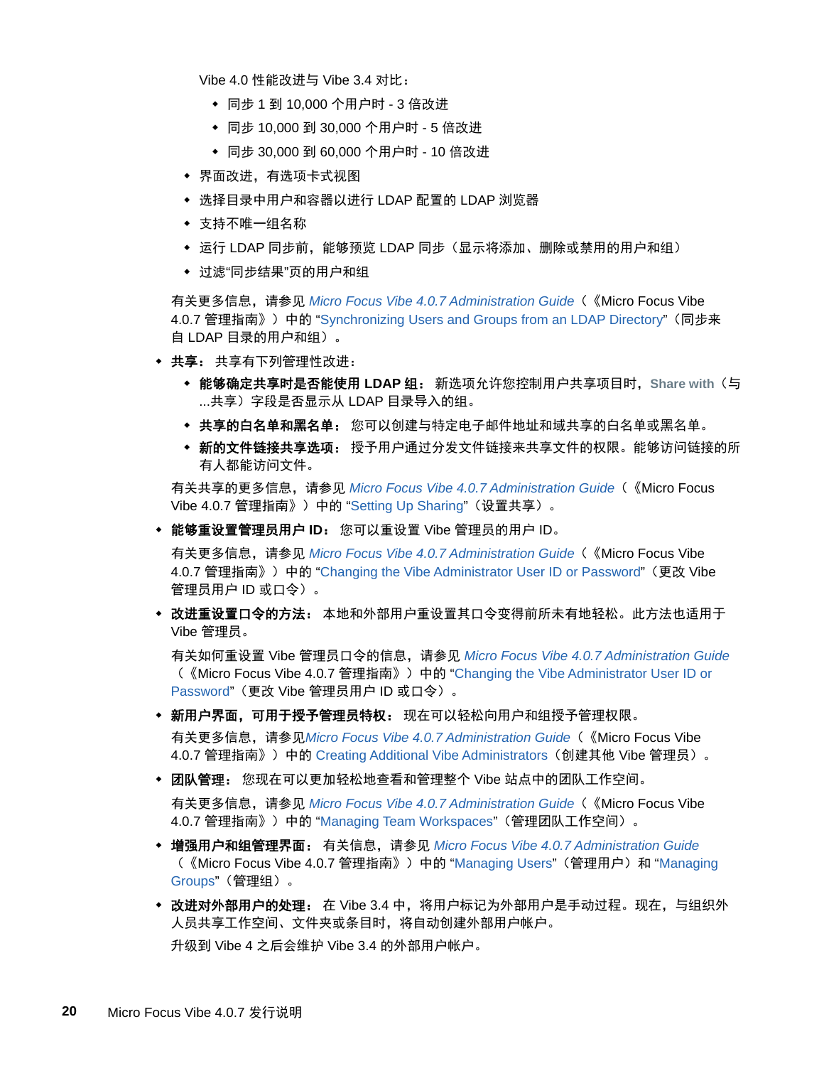Vibe 4.0 性能改进与 Vibe 3.4 对比：

  - 同步 1 到 10,000 个用户时 - 3 倍改进
  - 同步 10,000 到 30,000 个用户时 - 5 倍改进
  - 同步 30,000 到 60,000 个用户时 - 10 倍改进

- 界面改进，有选项卡式视图
- 选择目录中用户和容器以进行 LDAP 配置的 LDAP 浏览器
- 支持不唯一组名称
- 运行 LDAP 同步前，能够预览 LDAP 同步（显示将添加、删除或禁用的用户和组）
- 过滤“同步结果”页的用户和组

有关更多信息，请参见 *Micro Focus Vibe 4.0.7 Administration Guide*（《Micro Focus Vibe 4.0.7 管理指南》）中的 “Synchronizing Users and Groups from an LDAP Directory”（同步来自 LDAP 目录的用户和组）。

- **共享：** 共享有下列管理性改进：
  - **能够确定共享时是否能使用 LDAP 组：** 新选项允许您控制用户共享项目时，**Share with**（与 ...共享）字段是否显示从 LDAP 目录导入的组。
  - **共享的白名单和黑名单：** 您可以创建与特定电子邮件地址和域共享的白名单或黑名单。
  - **新的文件链接共享选项：** 授予用户通过分发文件链接来共享文件的权限。能够访问链接的所有人都能访问文件。

  有关共享的更多信息，请参见 *Micro Focus Vibe 4.0.7 Administration Guide*（《Micro Focus Vibe 4.0.7 管理指南》）中的 “Setting Up Sharing”（设置共享）。

- **能够重设置管理员用户 ID：** 您可以重设置 Vibe 管理员的用户 ID。

  有关更多信息，请参见 *Micro Focus Vibe 4.0.7 Administration Guide*（《Micro Focus Vibe 4.0.7 管理指南》）中的 “Changing the Vibe Administrator User ID or Password”（更改 Vibe 管理员用户 ID 或口令）。

- **改进重设置口令的方法：** 本地和外部用户重设置其口令变得前所未有地轻松。此方法也适用于 Vibe 管理员。

  有关如何重设置 Vibe 管理员口令的信息，请参见 *Micro Focus Vibe 4.0.7 Administration Guide*（《Micro Focus Vibe 4.0.7 管理指南》）中的 “Changing the Vibe Administrator User ID or Password”（更改 Vibe 管理员用户 ID 或口令）。

- **新用户界面，可用于授予管理员特权：** 现在可以轻松向用户和组授予管理权限。

  有关更多信息，请参见*Micro Focus Vibe 4.0.7 Administration Guide*（《Micro Focus Vibe 4.0.7 管理指南》）中的 Creating Additional Vibe Administrators（创建其他 Vibe 管理员）。

- **团队管理：** 您现在可以更加轻松地查看和管理整个 Vibe 站点中的团队工作空间。

  有关更多信息，请参见 *Micro Focus Vibe 4.0.7 Administration Guide*（《Micro Focus Vibe 4.0.7 管理指南》）中的 “Managing Team Workspaces”（管理团队工作空间）。

- **增强用户和组管理界面：** 有关信息，请参见 *Micro Focus Vibe 4.0.7 Administration Guide*（《Micro Focus Vibe 4.0.7 管理指南》）中的 “Managing Users”（管理用户）和 “Managing Groups”（管理组）。

- **改进对外部用户的处理：** 在 Vibe 3.4 中，将用户标记为外部用户是手动过程。现在，与组织外人员共享工作空间、文件夹或条目时，将自动创建外部用户帐户。

  升级到 Vibe 4 之后会维护 Vibe 3.4 的外部用户帐户。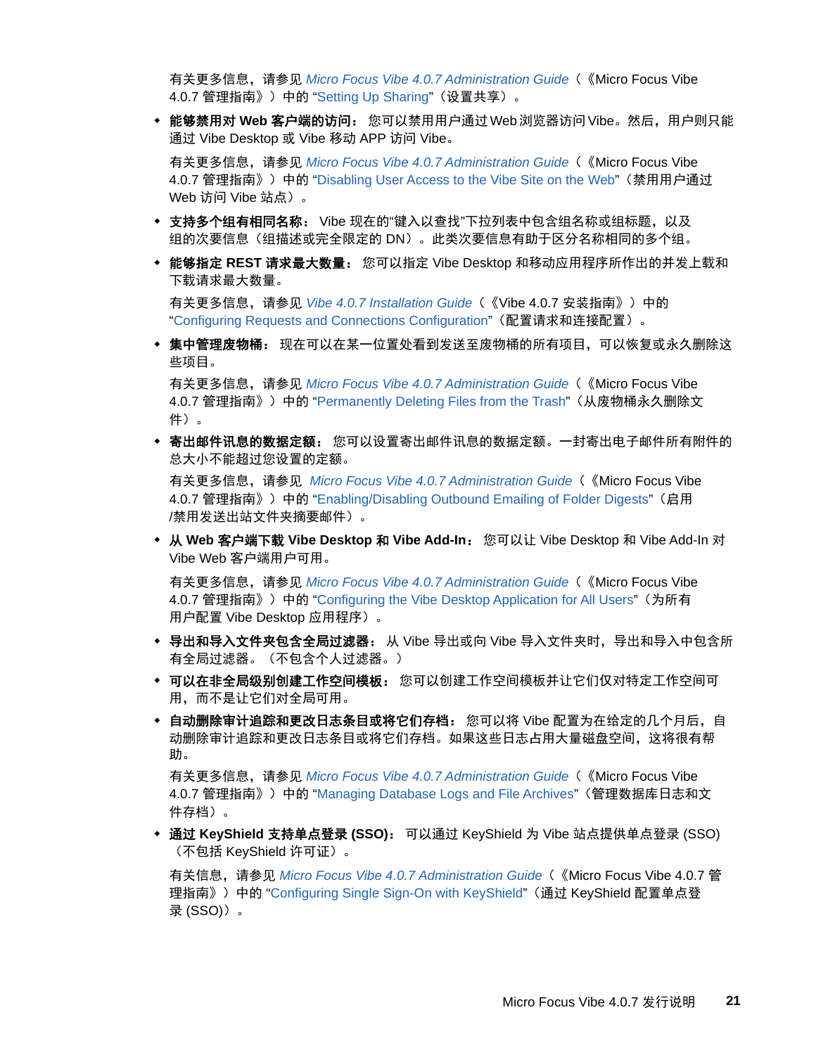有关更多信息，请参见 *Micro Focus Vibe 4.0.7 Administration Guide*（《Micro Focus Vibe 4.0.7 管理指南》）中的 "Setting Up Sharing"（设置共享）。

- **能够禁用对 Web 客户端的访问：** 您可以禁用用户通过 Web 浏览器访问 Vibe。然后，用户则只能通过 Vibe Desktop 或 Vibe 移动 APP 访问 Vibe。

  有关更多信息，请参见 *Micro Focus Vibe 4.0.7 Administration Guide*（《Micro Focus Vibe 4.0.7 管理指南》）中的 "Disabling User Access to the Vibe Site on the Web"（禁用用户通过 Web 访问 Vibe 站点）。

- **支持多个组有相同名称：** Vibe 现在的"键入以查找"下拉列表中包含组名称或组标题，以及组的次要信息（组描述或完全限定的 DN）。此类次要信息有助于区分名称相同的多个组。

- **能够指定 REST 请求最大数量：** 您可以指定 Vibe Desktop 和移动应用程序所作出的并发上载和下载请求最大数量。

  有关更多信息，请参见 *Vibe 4.0.7 Installation Guide*（《Vibe 4.0.7 安装指南》）中的 "Configuring Requests and Connections Configuration"（配置请求和连接配置）。

- **集中管理废物箱：** 现在可以在某一位置处看到发送至废物桶的所有项目，可以恢复或永久删除这些项目。

  有关更多信息，请参见 *Micro Focus Vibe 4.0.7 Administration Guide*（《Micro Focus Vibe 4.0.7 管理指南》）中的 "Permanently Deleting Files from the Trash"（从废物桶永久删除文件）。

- **寄出邮件讯息的数据定额：** 您可以设置寄出邮件讯息的数据定额。一封寄出电子邮件所有附件的总大小不能超过您设置的定额。

  有关更多信息，请参见 *Micro Focus Vibe 4.0.7 Administration Guide*（《Micro Focus Vibe 4.0.7 管理指南》）中的 "Enabling/Disabling Outbound Emailing of Folder Digests"（启用/禁用发送出站文件夹摘要邮件）。

- **从 Web 客户端下载 Vibe Desktop 和 Vibe Add-In：** 您可以让 Vibe Desktop 和 Vibe Add-In 对 Vibe Web 客户端用户可用。

  有关更多信息，请参见 *Micro Focus Vibe 4.0.7 Administration Guide*（《Micro Focus Vibe 4.0.7 管理指南》）中的 "Configuring the Vibe Desktop Application for All Users"（为所有用户配置 Vibe Desktop 应用程序）。

- **导出和导入文件夹包含全局过滤器：** 从 Vibe 导出或向 Vibe 导入文件夹时，导出和导入中包含所有全局过滤器。（不包含个人过滤器。）

- **可以在非全局级别创建工作空间模板：** 您可以创建工作空间模板并让它们仅对特定工作空间可用，而不是让它们对全局可用。

- **自动删除审计追踪和更改日志条目或将它们存档：** 您可以将 Vibe 配置为在给定的几个月后，自动删除审计追踪和更改日志条目或将它们存档。如果这些日志占用大量磁盘空间，这将很有帮助。

  有关更多信息，请参见 *Micro Focus Vibe 4.0.7 Administration Guide*（《Micro Focus Vibe 4.0.7 管理指南》）中的 "Managing Database Logs and File Archives"（管理数据库日志和文件存档）。

- **通过 KeyShield 支持单点登录 (SSO)：** 可以通过 KeyShield 为 Vibe 站点提供单点登录 (SSO)（不包括 KeyShield 许可证）。

  有关信息，请参见 *Micro Focus Vibe 4.0.7 Administration Guide*（《Micro Focus Vibe 4.0.7 管理指南》）中的 "Configuring Single Sign-On with KeyShield"（通过 KeyShield 配置单点登录 (SSO)）。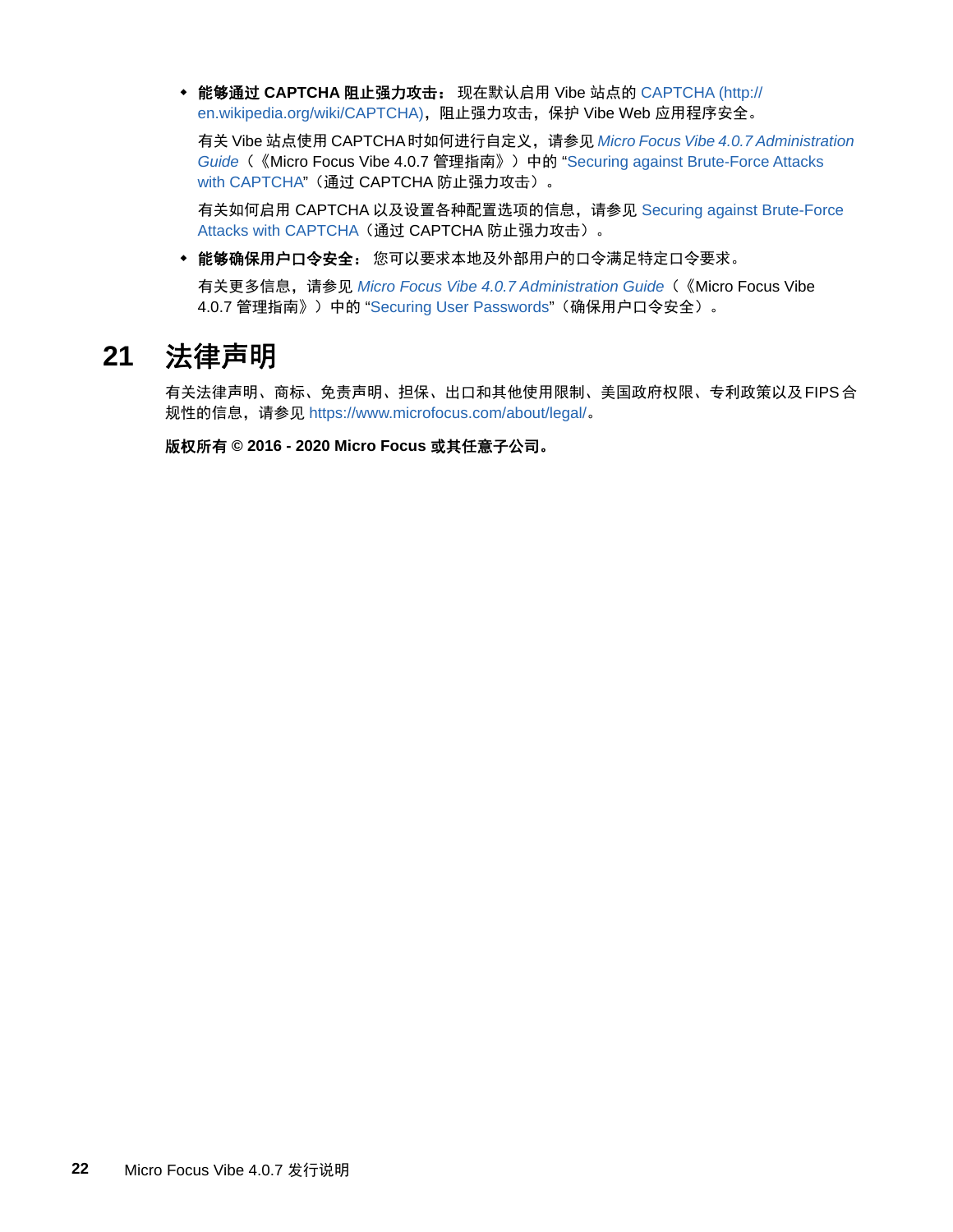- **能够通过 CAPTCHA 阻止强力攻击：** 现在默认启用 Vibe 站点的 CAPTCHA (http://en.wikipedia.org/wiki/CAPTCHA)，阻止强力攻击，保护 Vibe Web 应用程序安全。

  有关 Vibe 站点使用 CAPTCHA 时如何进行自定义，请参见 *Micro Focus Vibe 4.0.7 Administration Guide*（《Micro Focus Vibe 4.0.7 管理指南》）中的 "Securing against Brute-Force Attacks with CAPTCHA"（通过 CAPTCHA 防止强力攻击）。

  有关如何启用 CAPTCHA 以及设置各种配置选项的信息，请参见 Securing against Brute-Force Attacks with CAPTCHA（通过 CAPTCHA 防止强力攻击）。

- **能够确保用户口令安全：** 您可以要求本地及外部用户的口令满足特定口令要求。

  有关更多信息，请参见 *Micro Focus Vibe 4.0.7 Administration Guide*（《Micro Focus Vibe 4.0.7 管理指南》）中的 "Securing User Passwords"（确保用户口令安全）。

# 21 法律声明

有关法律声明、商标、免责声明、担保、出口和其他使用限制、美国政府权限、专利政策以及 FIPS 合规性的信息，请参见 https://www.microfocus.com/about/legal/。

**版权所有 © 2016 - 2020 Micro Focus 或其任意子公司。**